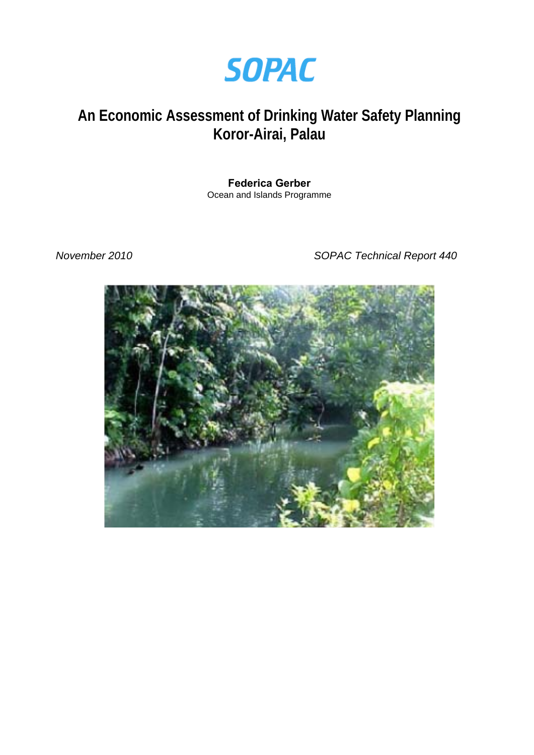SOPAC

# An Economic Assessment of Drinking Water Safety Planning Koror-Airai, Palau

**Federica Gerber**
Ocean and Islands Programme

*November 2010*

*SOPAC Technical Report 440*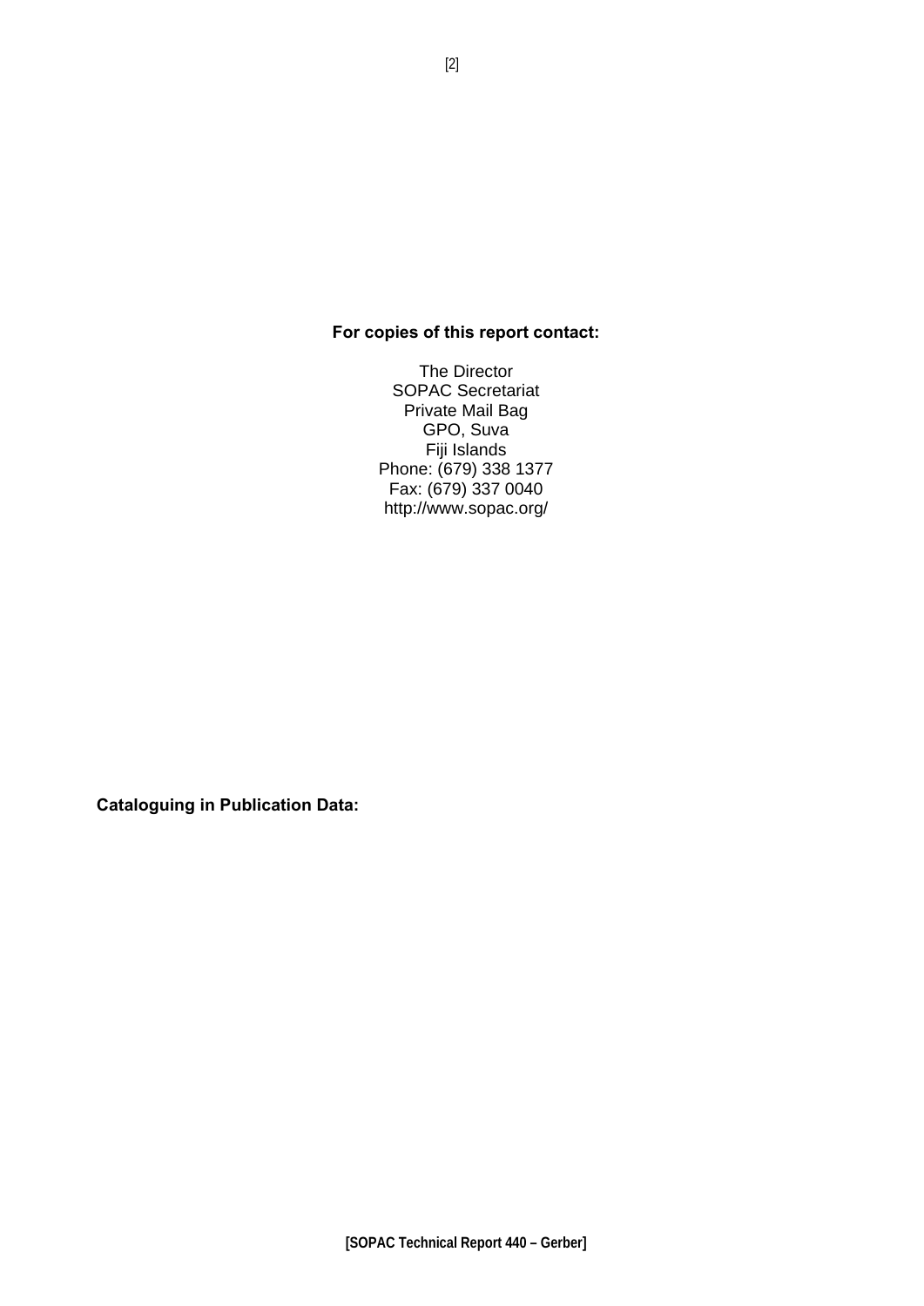**For copies of this report contact:**

The Director
SOPAC Secretariat
Private Mail Bag
GPO, Suva
Fiji Islands
Phone: (679) 338 1377
Fax: (679) 337 0040
http://www.sopac.org/

**Cataloguing in Publication Data:**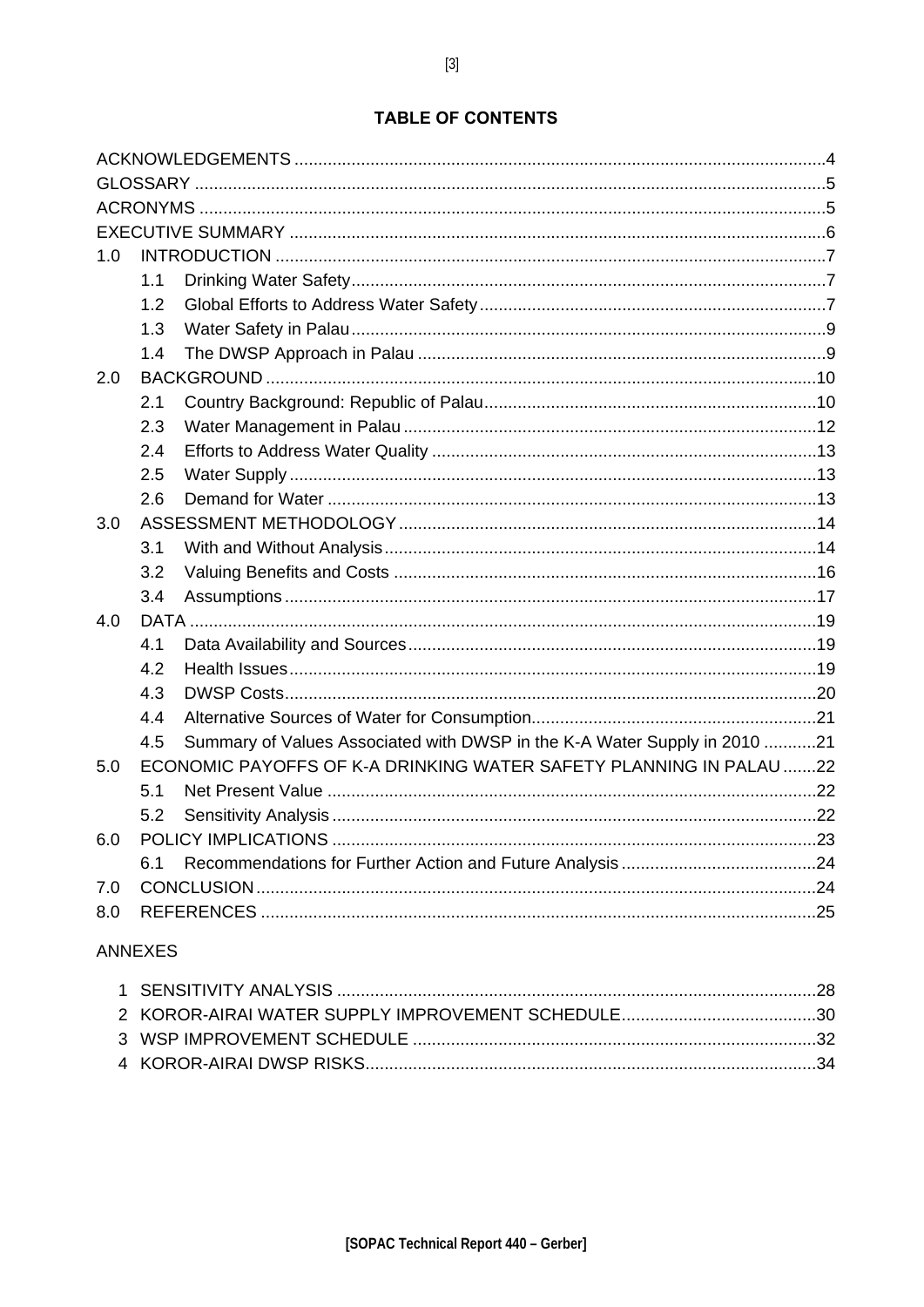# TABLE OF CONTENTS

ACKNOWLEDGEMENTS ....................................................................................................4
GLOSSARY ....................................................................................................................5
ACRONYMS ...................................................................................................................5
EXECUTIVE SUMMARY ................................................................................................6

1.0 INTRODUCTION ........................................................................................................7
- 1.1 Drinking Water Safety ............................................................................................7
- 1.2 Global Efforts to Address Water Safety ..................................................................7
- 1.3 Water Safety in Palau .............................................................................................9
- 1.4 The DWSP Approach in Palau ...............................................................................9

2.0 BACKGROUND ........................................................................................................10
- 2.1 Country Background: Republic of Palau ..............................................................10
- 2.3 Water Management in Palau .................................................................................12
- 2.4 Efforts to Address Water Quality ..........................................................................13
- 2.5 Water Supply .........................................................................................................13
- 2.6 Demand for Water .................................................................................................13

3.0 ASSESSMENT METHODOLOGY ..........................................................................14
- 3.1 With and Without Analysis ...................................................................................14
- 3.2 Valuing Benefits and Costs ...................................................................................16
- 3.4 Assumptions ..........................................................................................................17

4.0 DATA .......................................................................................................................19
- 4.1 Data Availability and Sources ...............................................................................19
- 4.2 Health Issues .........................................................................................................19
- 4.3 DWSP Costs ..........................................................................................................20
- 4.4 Alternative Sources of Water for Consumption .....................................................21
- 4.5 Summary of Values Associated with DWSP in the K-A Water Supply in 2010 ...........21

5.0 ECONOMIC PAYOFFS OF K-A DRINKING WATER SAFETY PLANNING IN PALAU .......22
- 5.1 Net Present Value ..................................................................................................22
- 5.2 Sensitivity Analysis ................................................................................................22

6.0 POLICY IMPLICATIONS .........................................................................................23
- 6.1 Recommendations for Further Action and Future Analysis .....................................24

7.0 CONCLUSION .........................................................................................................24

8.0 REFERENCES .........................................................................................................25

ANNEXES

1. SENSITIVITY ANALYSIS .........................................................................................28
2. KOROR-AIRAI WATER SUPPLY IMPROVEMENT SCHEDULE ..................................30
3. WSP IMPROVEMENT SCHEDULE ...........................................................................32
4. KOROR-AIRAI DWSP RISKS ..................................................................................34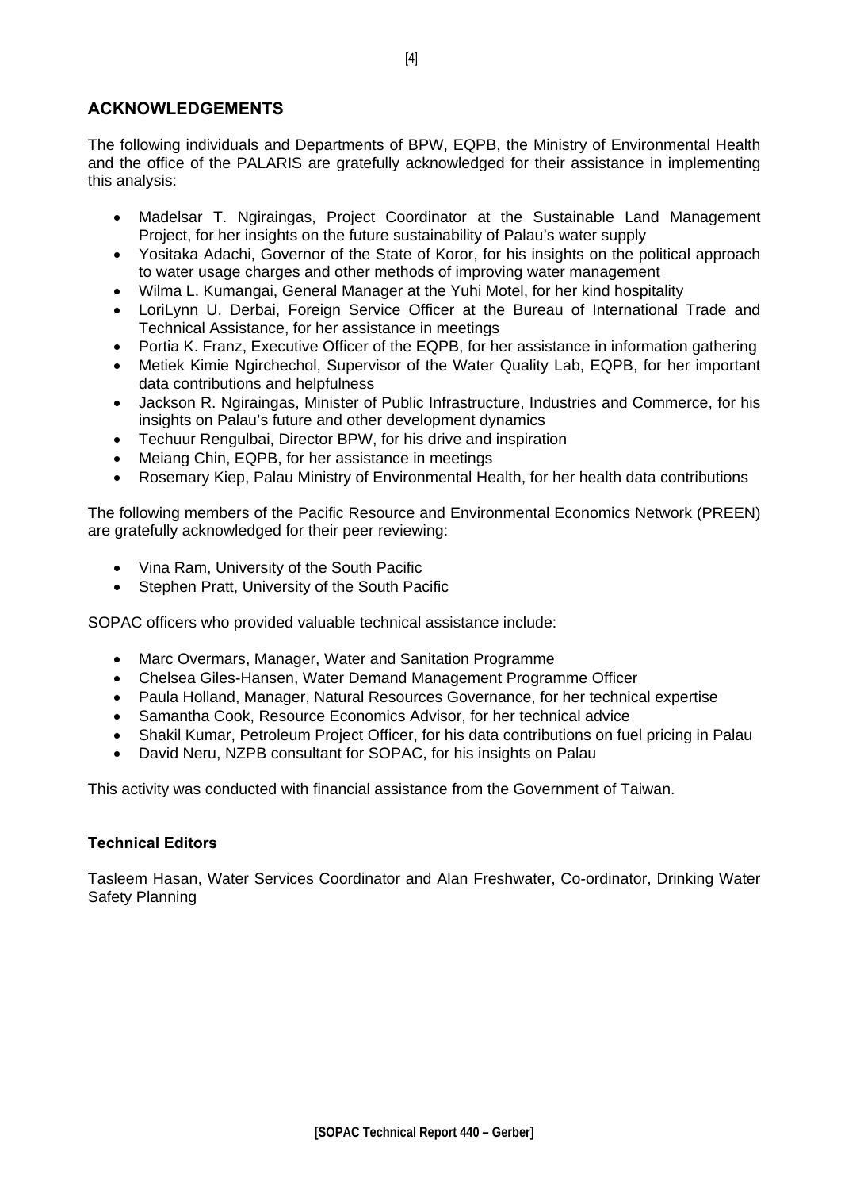## ACKNOWLEDGEMENTS

The following individuals and Departments of BPW, EQPB, the Ministry of Environmental Health and the office of the PALARIS are gratefully acknowledged for their assistance in implementing this analysis:

- Madelsar T. Ngiraingas, Project Coordinator at the Sustainable Land Management Project, for her insights on the future sustainability of Palau's water supply
- Yositaka Adachi, Governor of the State of Koror, for his insights on the political approach to water usage charges and other methods of improving water management
- Wilma L. Kumangai, General Manager at the Yuhi Motel, for her kind hospitality
- LoriLynn U. Derbai, Foreign Service Officer at the Bureau of International Trade and Technical Assistance, for her assistance in meetings
- Portia K. Franz, Executive Officer of the EQPB, for her assistance in information gathering
- Metiek Kimie Ngirchechol, Supervisor of the Water Quality Lab, EQPB, for her important data contributions and helpfulness
- Jackson R. Ngiraingas, Minister of Public Infrastructure, Industries and Commerce, for his insights on Palau's future and other development dynamics
- Techuur Rengulbai, Director BPW, for his drive and inspiration
- Meiang Chin, EQPB, for her assistance in meetings
- Rosemary Kiep, Palau Ministry of Environmental Health, for her health data contributions

The following members of the Pacific Resource and Environmental Economics Network (PREEN) are gratefully acknowledged for their peer reviewing:

- Vina Ram, University of the South Pacific
- Stephen Pratt, University of the South Pacific

SOPAC officers who provided valuable technical assistance include:

- Marc Overmars, Manager, Water and Sanitation Programme
- Chelsea Giles-Hansen, Water Demand Management Programme Officer
- Paula Holland, Manager, Natural Resources Governance, for her technical expertise
- Samantha Cook, Resource Economics Advisor, for her technical advice
- Shakil Kumar, Petroleum Project Officer, for his data contributions on fuel pricing in Palau
- David Neru, NZPB consultant for SOPAC, for his insights on Palau

This activity was conducted with financial assistance from the Government of Taiwan.

**Technical Editors**

Tasleem Hasan, Water Services Coordinator and Alan Freshwater, Co-ordinator, Drinking Water Safety Planning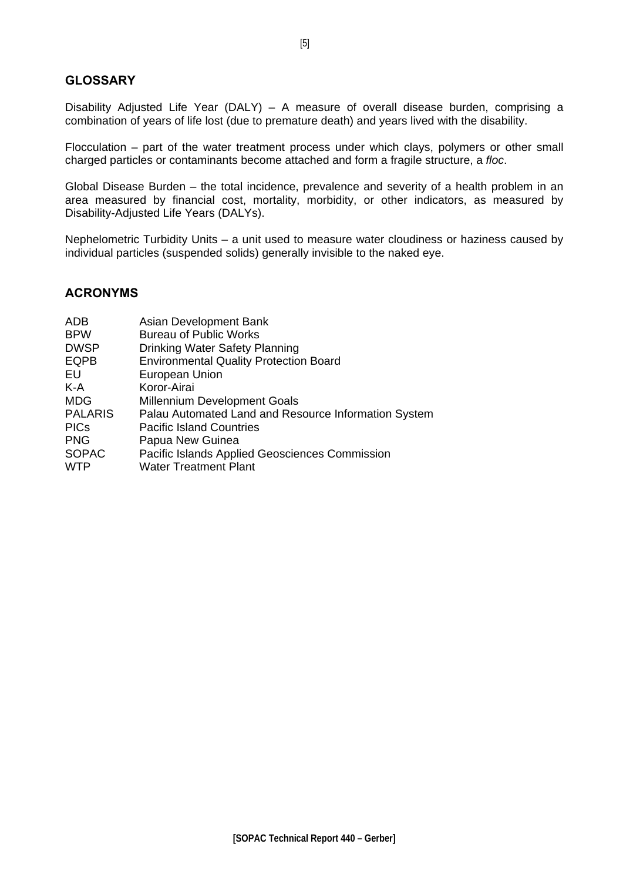## GLOSSARY

Disability Adjusted Life Year (DALY) – A measure of overall disease burden, comprising a combination of years of life lost (due to premature death) and years lived with the disability.

Flocculation – part of the water treatment process under which clays, polymers or other small charged particles or contaminants become attached and form a fragile structure, a *floc*.

Global Disease Burden – the total incidence, prevalence and severity of a health problem in an area measured by financial cost, mortality, morbidity, or other indicators, as measured by Disability-Adjusted Life Years (DALYs).

Nephelometric Turbidity Units – a unit used to measure water cloudiness or haziness caused by individual particles (suspended solids) generally invisible to the naked eye.

## ACRONYMS

| | |
|---|---|
| ADB | Asian Development Bank |
| BPW | Bureau of Public Works |
| DWSP | Drinking Water Safety Planning |
| EQPB | Environmental Quality Protection Board |
| EU | European Union |
| K-A | Koror-Airai |
| MDG | Millennium Development Goals |
| PALARIS | Palau Automated Land and Resource Information System |
| PICs | Pacific Island Countries |
| PNG | Papua New Guinea |
| SOPAC | Pacific Islands Applied Geosciences Commission |
| WTP | Water Treatment Plant |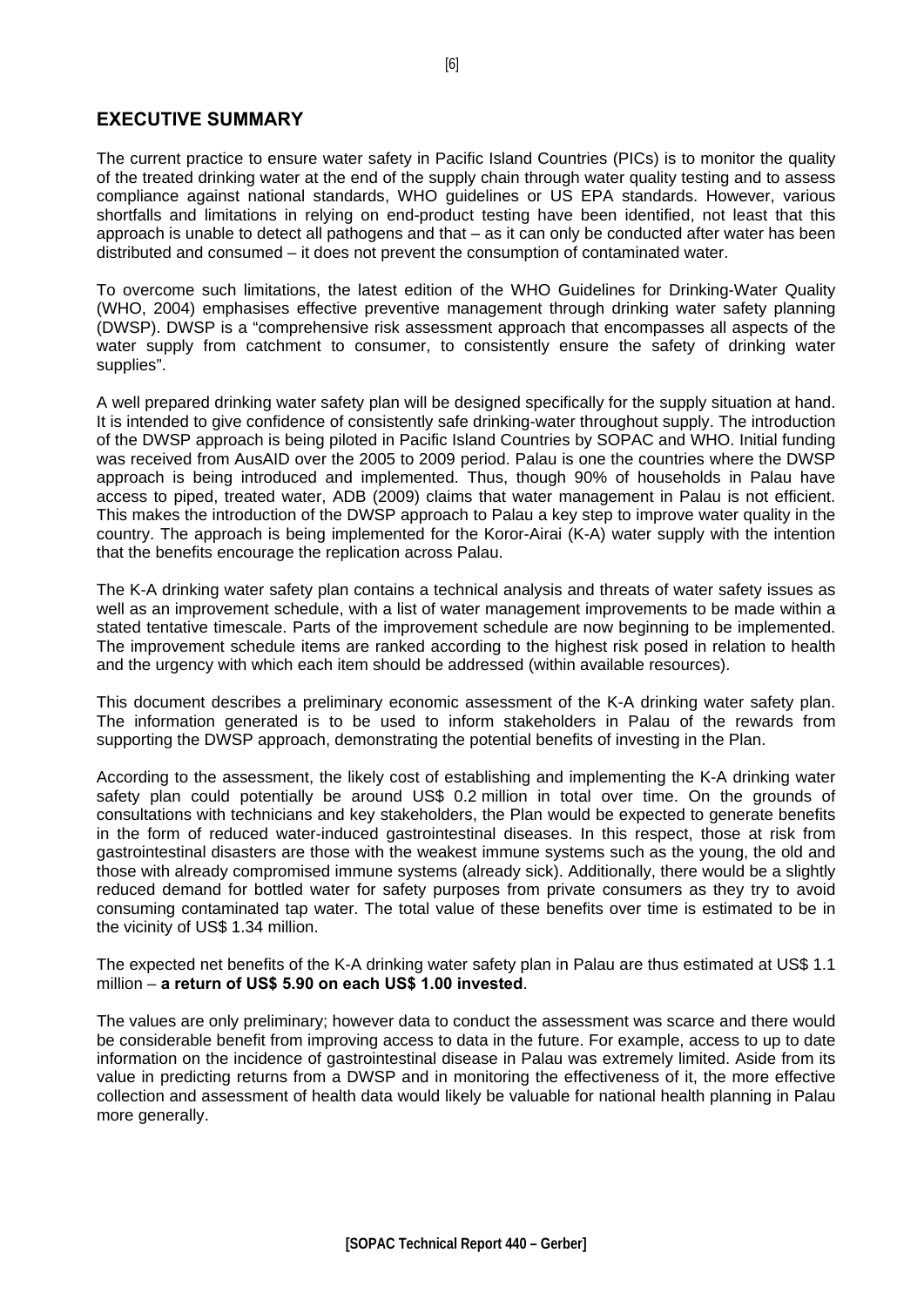## EXECUTIVE SUMMARY

The current practice to ensure water safety in Pacific Island Countries (PICs) is to monitor the quality of the treated drinking water at the end of the supply chain through water quality testing and to assess compliance against national standards, WHO guidelines or US EPA standards. However, various shortfalls and limitations in relying on end-product testing have been identified, not least that this approach is unable to detect all pathogens and that – as it can only be conducted after water has been distributed and consumed – it does not prevent the consumption of contaminated water.

To overcome such limitations, the latest edition of the WHO Guidelines for Drinking-Water Quality (WHO, 2004) emphasises effective preventive management through drinking water safety planning (DWSP). DWSP is a "comprehensive risk assessment approach that encompasses all aspects of the water supply from catchment to consumer, to consistently ensure the safety of drinking water supplies".

A well prepared drinking water safety plan will be designed specifically for the supply situation at hand. It is intended to give confidence of consistently safe drinking-water throughout supply. The introduction of the DWSP approach is being piloted in Pacific Island Countries by SOPAC and WHO. Initial funding was received from AusAID over the 2005 to 2009 period. Palau is one the countries where the DWSP approach is being introduced and implemented. Thus, though 90% of households in Palau have access to piped, treated water, ADB (2009) claims that water management in Palau is not efficient. This makes the introduction of the DWSP approach to Palau a key step to improve water quality in the country. The approach is being implemented for the Koror-Airai (K-A) water supply with the intention that the benefits encourage the replication across Palau.

The K-A drinking water safety plan contains a technical analysis and threats of water safety issues as well as an improvement schedule, with a list of water management improvements to be made within a stated tentative timescale. Parts of the improvement schedule are now beginning to be implemented. The improvement schedule items are ranked according to the highest risk posed in relation to health and the urgency with which each item should be addressed (within available resources).

This document describes a preliminary economic assessment of the K-A drinking water safety plan. The information generated is to be used to inform stakeholders in Palau of the rewards from supporting the DWSP approach, demonstrating the potential benefits of investing in the Plan.

According to the assessment, the likely cost of establishing and implementing the K-A drinking water safety plan could potentially be around US$ 0.2 million in total over time. On the grounds of consultations with technicians and key stakeholders, the Plan would be expected to generate benefits in the form of reduced water-induced gastrointestinal diseases. In this respect, those at risk from gastrointestinal disasters are those with the weakest immune systems such as the young, the old and those with already compromised immune systems (already sick). Additionally, there would be a slightly reduced demand for bottled water for safety purposes from private consumers as they try to avoid consuming contaminated tap water. The total value of these benefits over time is estimated to be in the vicinity of US$ 1.34 million.

The expected net benefits of the K-A drinking water safety plan in Palau are thus estimated at US$ 1.1 million – **a return of US$ 5.90 on each US$ 1.00 invested**.

The values are only preliminary; however data to conduct the assessment was scarce and there would be considerable benefit from improving access to data in the future. For example, access to up to date information on the incidence of gastrointestinal disease in Palau was extremely limited. Aside from its value in predicting returns from a DWSP and in monitoring the effectiveness of it, the more effective collection and assessment of health data would likely be valuable for national health planning in Palau more generally.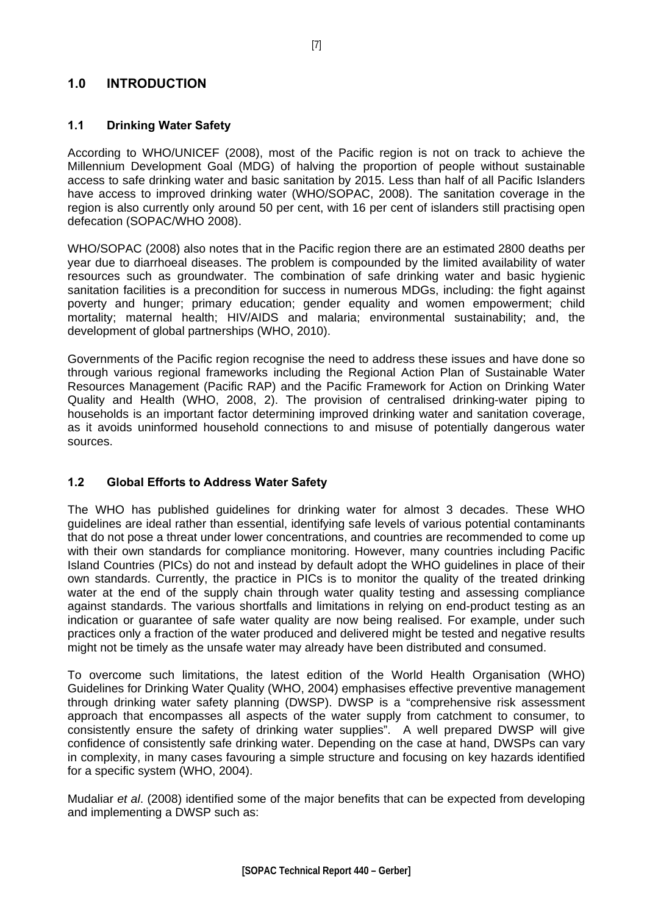# 1.0 INTRODUCTION

## 1.1 Drinking Water Safety

According to WHO/UNICEF (2008), most of the Pacific region is not on track to achieve the Millennium Development Goal (MDG) of halving the proportion of people without sustainable access to safe drinking water and basic sanitation by 2015. Less than half of all Pacific Islanders have access to improved drinking water (WHO/SOPAC, 2008). The sanitation coverage in the region is also currently only around 50 per cent, with 16 per cent of islanders still practising open defecation (SOPAC/WHO 2008).

WHO/SOPAC (2008) also notes that in the Pacific region there are an estimated 2800 deaths per year due to diarrhoeal diseases. The problem is compounded by the limited availability of water resources such as groundwater. The combination of safe drinking water and basic hygienic sanitation facilities is a precondition for success in numerous MDGs, including: the fight against poverty and hunger; primary education; gender equality and women empowerment; child mortality; maternal health; HIV/AIDS and malaria; environmental sustainability; and, the development of global partnerships (WHO, 2010).

Governments of the Pacific region recognise the need to address these issues and have done so through various regional frameworks including the Regional Action Plan of Sustainable Water Resources Management (Pacific RAP) and the Pacific Framework for Action on Drinking Water Quality and Health (WHO, 2008, 2). The provision of centralised drinking-water piping to households is an important factor determining improved drinking water and sanitation coverage, as it avoids uninformed household connections to and misuse of potentially dangerous water sources.

## 1.2 Global Efforts to Address Water Safety

The WHO has published guidelines for drinking water for almost 3 decades. These WHO guidelines are ideal rather than essential, identifying safe levels of various potential contaminants that do not pose a threat under lower concentrations, and countries are recommended to come up with their own standards for compliance monitoring. However, many countries including Pacific Island Countries (PICs) do not and instead by default adopt the WHO guidelines in place of their own standards. Currently, the practice in PICs is to monitor the quality of the treated drinking water at the end of the supply chain through water quality testing and assessing compliance against standards. The various shortfalls and limitations in relying on end-product testing as an indication or guarantee of safe water quality are now being realised. For example, under such practices only a fraction of the water produced and delivered might be tested and negative results might not be timely as the unsafe water may already have been distributed and consumed.

To overcome such limitations, the latest edition of the World Health Organisation (WHO) Guidelines for Drinking Water Quality (WHO, 2004) emphasises effective preventive management through drinking water safety planning (DWSP). DWSP is a "comprehensive risk assessment approach that encompasses all aspects of the water supply from catchment to consumer, to consistently ensure the safety of drinking water supplies". A well prepared DWSP will give confidence of consistently safe drinking water. Depending on the case at hand, DWSPs can vary in complexity, in many cases favouring a simple structure and focusing on key hazards identified for a specific system (WHO, 2004).

Mudaliar *et al*. (2008) identified some of the major benefits that can be expected from developing and implementing a DWSP such as: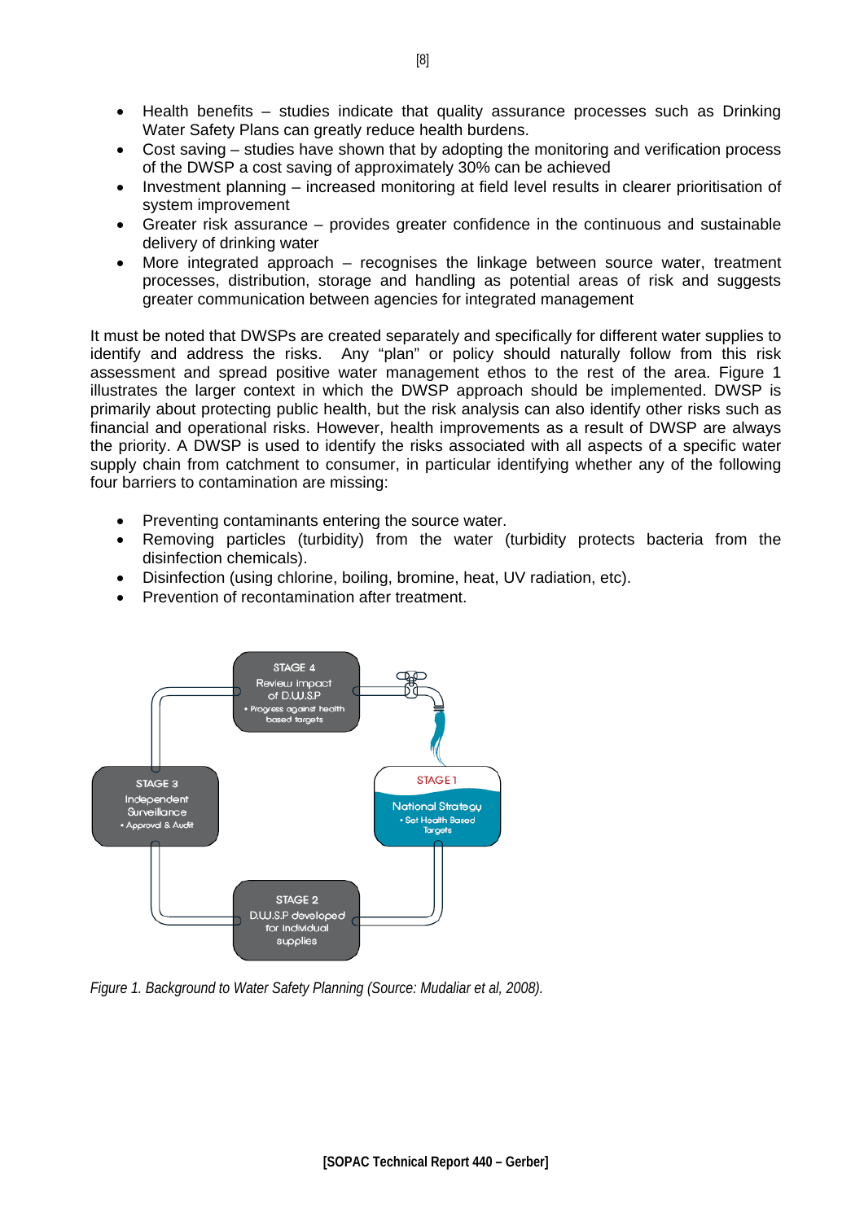- Health benefits – studies indicate that quality assurance processes such as Drinking Water Safety Plans can greatly reduce health burdens.
- Cost saving – studies have shown that by adopting the monitoring and verification process of the DWSP a cost saving of approximately 30% can be achieved
- Investment planning – increased monitoring at field level results in clearer prioritisation of system improvement
- Greater risk assurance – provides greater confidence in the continuous and sustainable delivery of drinking water
- More integrated approach – recognises the linkage between source water, treatment processes, distribution, storage and handling as potential areas of risk and suggests greater communication between agencies for integrated management

It must be noted that DWSPs are created separately and specifically for different water supplies to identify and address the risks. Any "plan" or policy should naturally follow from this risk assessment and spread positive water management ethos to the rest of the area. Figure 1 illustrates the larger context in which the DWSP approach should be implemented. DWSP is primarily about protecting public health, but the risk analysis can also identify other risks such as financial and operational risks. However, health improvements as a result of DWSP are always the priority. A DWSP is used to identify the risks associated with all aspects of a specific water supply chain from catchment to consumer, in particular identifying whether any of the following four barriers to contamination are missing:

- Preventing contaminants entering the source water.
- Removing particles (turbidity) from the water (turbidity protects bacteria from the disinfection chemicals).
- Disinfection (using chlorine, boiling, bromine, heat, UV radiation, etc).
- Prevention of recontamination after treatment.

STAGE 4
Review impact of D.W.S.P
• Progress against health based targets

STAGE 3
Independent Surveillance
• Approval & Audit

STAGE 1
National Strategy
• Set Health Based Targets

STAGE 2
D.W.S.P developed for individual supplies

*Figure 1. Background to Water Safety Planning (Source: Mudaliar et al, 2008).*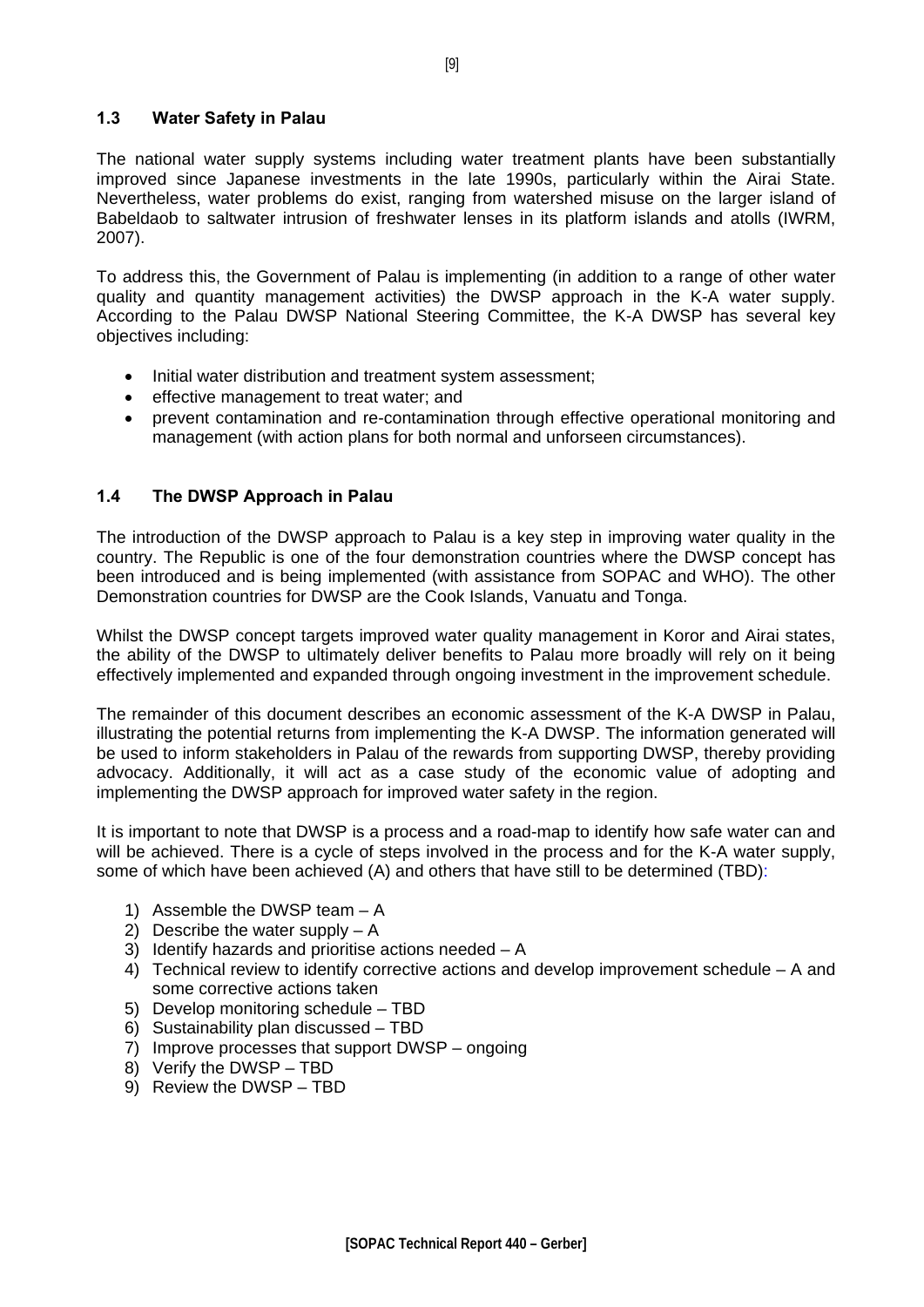## 1.3 Water Safety in Palau

The national water supply systems including water treatment plants have been substantially improved since Japanese investments in the late 1990s, particularly within the Airai State. Nevertheless, water problems do exist, ranging from watershed misuse on the larger island of Babeldaob to saltwater intrusion of freshwater lenses in its platform islands and atolls (IWRM, 2007).

To address this, the Government of Palau is implementing (in addition to a range of other water quality and quantity management activities) the DWSP approach in the K-A water supply. According to the Palau DWSP National Steering Committee, the K-A DWSP has several key objectives including:

- Initial water distribution and treatment system assessment;
- effective management to treat water; and
- prevent contamination and re-contamination through effective operational monitoring and management (with action plans for both normal and unforseen circumstances).

## 1.4 The DWSP Approach in Palau

The introduction of the DWSP approach to Palau is a key step in improving water quality in the country. The Republic is one of the four demonstration countries where the DWSP concept has been introduced and is being implemented (with assistance from SOPAC and WHO). The other Demonstration countries for DWSP are the Cook Islands, Vanuatu and Tonga.

Whilst the DWSP concept targets improved water quality management in Koror and Airai states, the ability of the DWSP to ultimately deliver benefits to Palau more broadly will rely on it being effectively implemented and expanded through ongoing investment in the improvement schedule.

The remainder of this document describes an economic assessment of the K-A DWSP in Palau, illustrating the potential returns from implementing the K-A DWSP. The information generated will be used to inform stakeholders in Palau of the rewards from supporting DWSP, thereby providing advocacy. Additionally, it will act as a case study of the economic value of adopting and implementing the DWSP approach for improved water safety in the region.

It is important to note that DWSP is a process and a road-map to identify how safe water can and will be achieved. There is a cycle of steps involved in the process and for the K-A water supply, some of which have been achieved (A) and others that have still to be determined (TBD):

1) Assemble the DWSP team – A
2) Describe the water supply – A
3) Identify hazards and prioritise actions needed – A
4) Technical review to identify corrective actions and develop improvement schedule – A and some corrective actions taken
5) Develop monitoring schedule – TBD
6) Sustainability plan discussed – TBD
7) Improve processes that support DWSP – ongoing
8) Verify the DWSP – TBD
9) Review the DWSP – TBD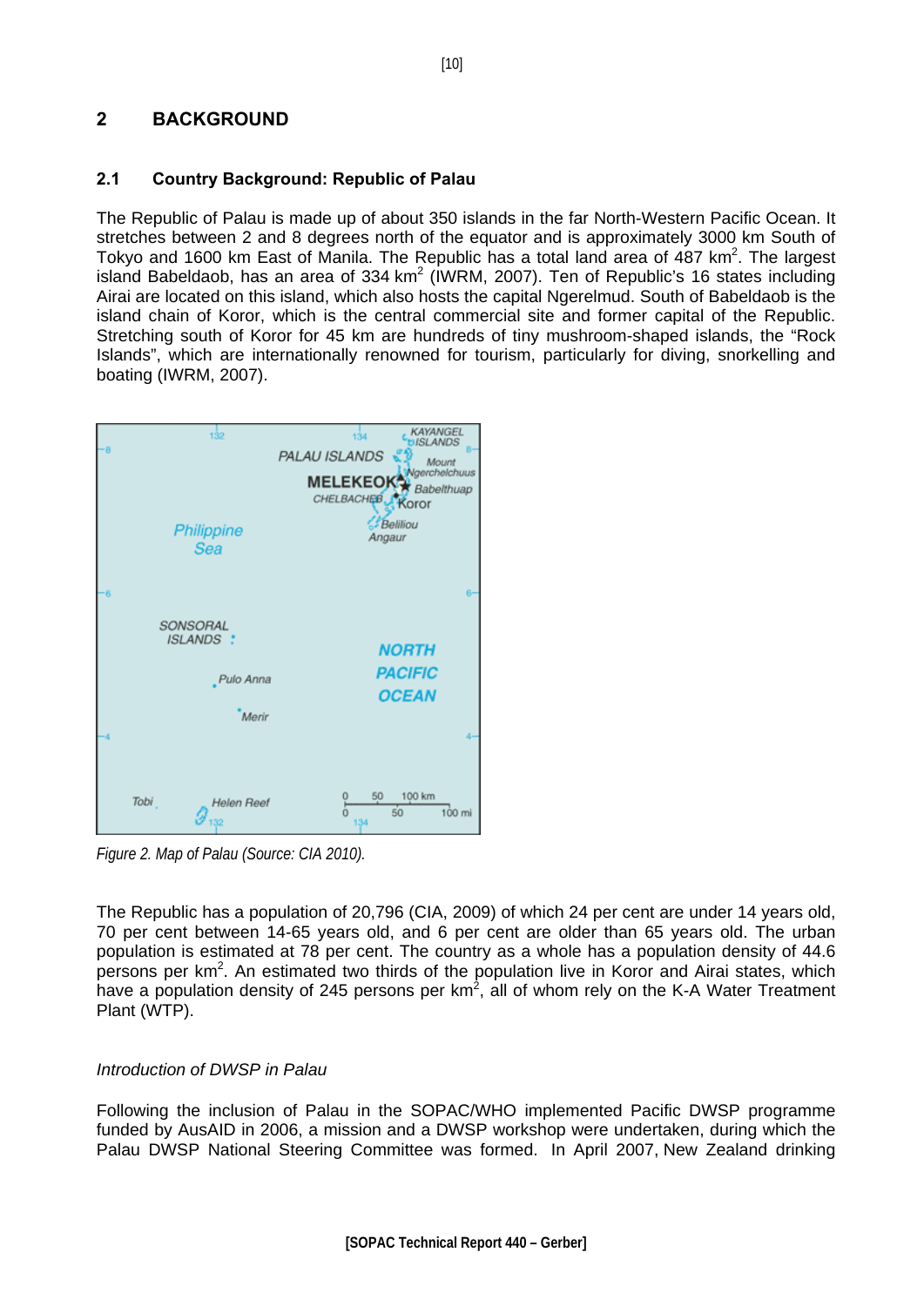# 2 BACKGROUND

## 2.1 Country Background: Republic of Palau

The Republic of Palau is made up of about 350 islands in the far North-Western Pacific Ocean. It stretches between 2 and 8 degrees north of the equator and is approximately 3000 km South of Tokyo and 1600 km East of Manila. The Republic has a total land area of 487 km$^2$. The largest island Babeldaob, has an area of 334 km$^2$ (IWRM, 2007). Ten of Republic's 16 states including Airai are located on this island, which also hosts the capital Ngerelmud. South of Babeldaob is the island chain of Koror, which is the central commercial site and former capital of the Republic. Stretching south of Koror for 45 km are hundreds of tiny mushroom-shaped islands, the "Rock Islands", which are internationally renowned for tourism, particularly for diving, snorkelling and boating (IWRM, 2007).

*Figure 2. Map of Palau (Source: CIA 2010).*

The Republic has a population of 20,796 (CIA, 2009) of which 24 per cent are under 14 years old, 70 per cent between 14-65 years old, and 6 per cent are older than 65 years old. The urban population is estimated at 78 per cent. The country as a whole has a population density of 44.6 persons per km$^2$. An estimated two thirds of the population live in Koror and Airai states, which have a population density of 245 persons per km$^2$, all of whom rely on the K-A Water Treatment Plant (WTP).

*Introduction of DWSP in Palau*

Following the inclusion of Palau in the SOPAC/WHO implemented Pacific DWSP programme funded by AusAID in 2006, a mission and a DWSP workshop were undertaken, during which the Palau DWSP National Steering Committee was formed. In April 2007, New Zealand drinking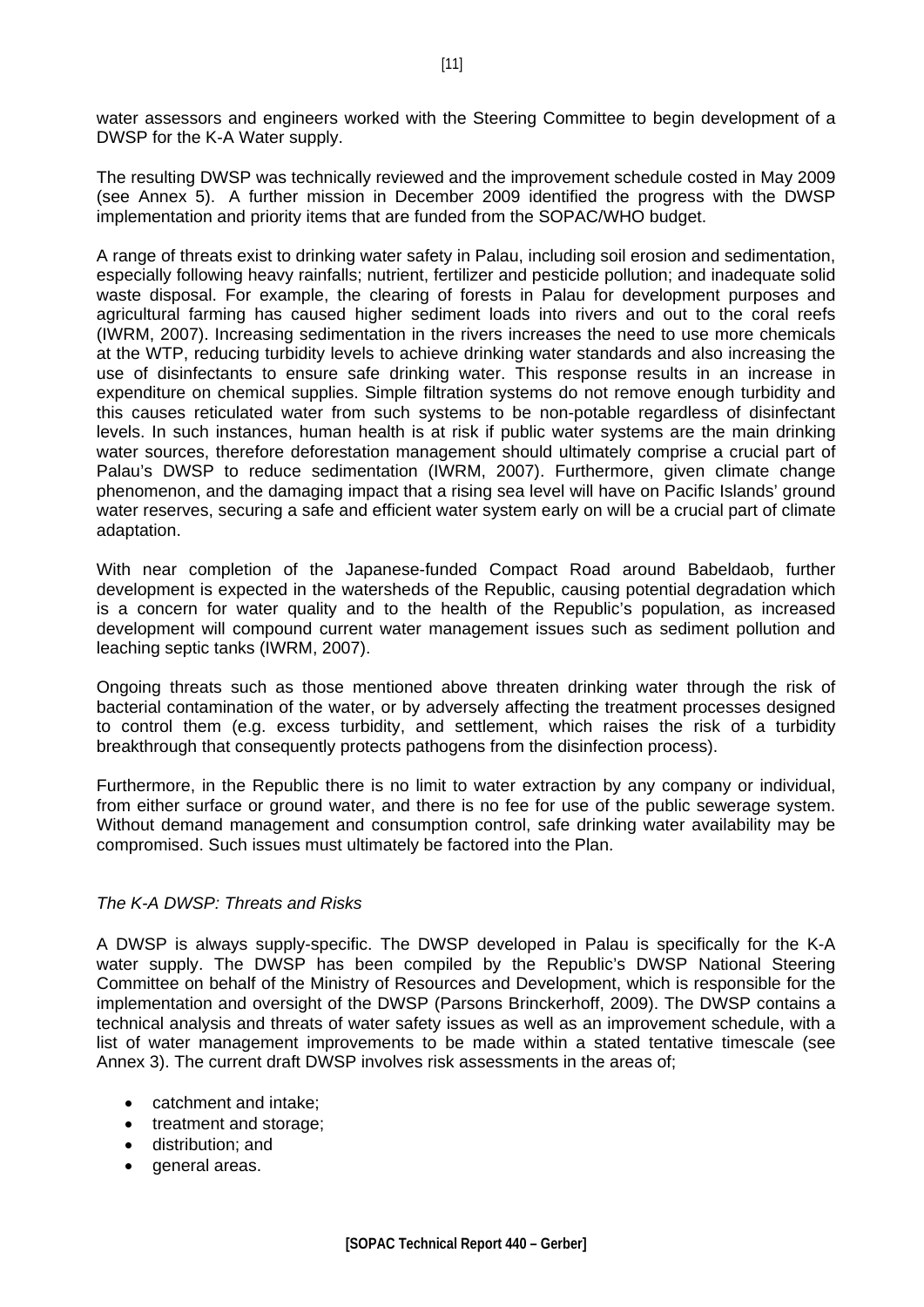water assessors and engineers worked with the Steering Committee to begin development of a DWSP for the K-A Water supply.

The resulting DWSP was technically reviewed and the improvement schedule costed in May 2009 (see Annex 5). A further mission in December 2009 identified the progress with the DWSP implementation and priority items that are funded from the SOPAC/WHO budget.

A range of threats exist to drinking water safety in Palau, including soil erosion and sedimentation, especially following heavy rainfalls; nutrient, fertilizer and pesticide pollution; and inadequate solid waste disposal. For example, the clearing of forests in Palau for development purposes and agricultural farming has caused higher sediment loads into rivers and out to the coral reefs (IWRM, 2007). Increasing sedimentation in the rivers increases the need to use more chemicals at the WTP, reducing turbidity levels to achieve drinking water standards and also increasing the use of disinfectants to ensure safe drinking water. This response results in an increase in expenditure on chemical supplies. Simple filtration systems do not remove enough turbidity and this causes reticulated water from such systems to be non-potable regardless of disinfectant levels. In such instances, human health is at risk if public water systems are the main drinking water sources, therefore deforestation management should ultimately comprise a crucial part of Palau's DWSP to reduce sedimentation (IWRM, 2007). Furthermore, given climate change phenomenon, and the damaging impact that a rising sea level will have on Pacific Islands' ground water reserves, securing a safe and efficient water system early on will be a crucial part of climate adaptation.

With near completion of the Japanese-funded Compact Road around Babeldaob, further development is expected in the watersheds of the Republic, causing potential degradation which is a concern for water quality and to the health of the Republic's population, as increased development will compound current water management issues such as sediment pollution and leaching septic tanks (IWRM, 2007).

Ongoing threats such as those mentioned above threaten drinking water through the risk of bacterial contamination of the water, or by adversely affecting the treatment processes designed to control them (e.g. excess turbidity, and settlement, which raises the risk of a turbidity breakthrough that consequently protects pathogens from the disinfection process).

Furthermore, in the Republic there is no limit to water extraction by any company or individual, from either surface or ground water, and there is no fee for use of the public sewerage system. Without demand management and consumption control, safe drinking water availability may be compromised. Such issues must ultimately be factored into the Plan.

*The K-A DWSP: Threats and Risks*

A DWSP is always supply-specific. The DWSP developed in Palau is specifically for the K-A water supply. The DWSP has been compiled by the Republic's DWSP National Steering Committee on behalf of the Ministry of Resources and Development, which is responsible for the implementation and oversight of the DWSP (Parsons Brinckerhoff, 2009). The DWSP contains a technical analysis and threats of water safety issues as well as an improvement schedule, with a list of water management improvements to be made within a stated tentative timescale (see Annex 3). The current draft DWSP involves risk assessments in the areas of;

- catchment and intake;
- treatment and storage;
- distribution; and
- general areas.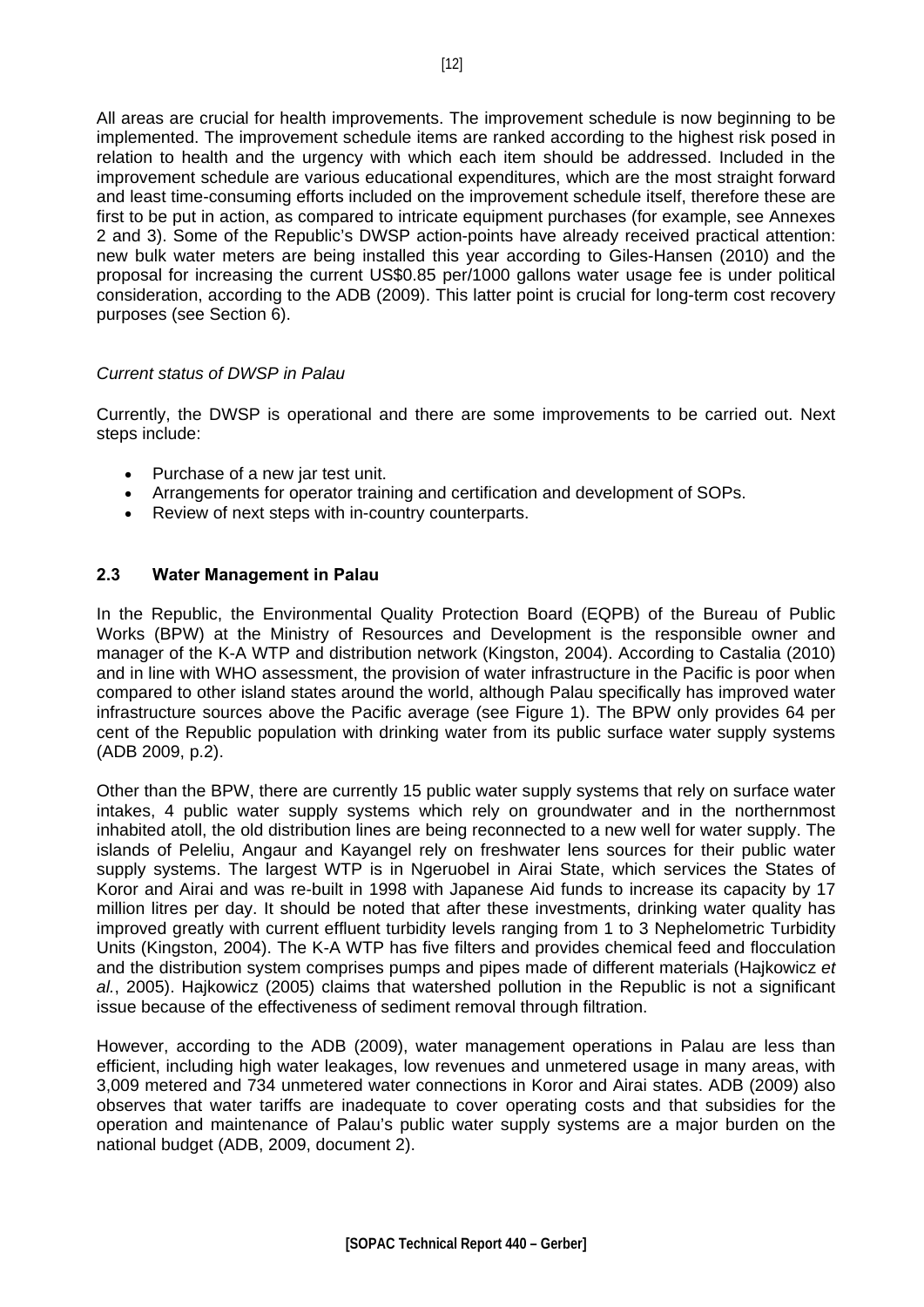All areas are crucial for health improvements. The improvement schedule is now beginning to be implemented. The improvement schedule items are ranked according to the highest risk posed in relation to health and the urgency with which each item should be addressed. Included in the improvement schedule are various educational expenditures, which are the most straight forward and least time-consuming efforts included on the improvement schedule itself, therefore these are first to be put in action, as compared to intricate equipment purchases (for example, see Annexes 2 and 3). Some of the Republic's DWSP action-points have already received practical attention: new bulk water meters are being installed this year according to Giles-Hansen (2010) and the proposal for increasing the current US$0.85 per/1000 gallons water usage fee is under political consideration, according to the ADB (2009). This latter point is crucial for long-term cost recovery purposes (see Section 6).

*Current status of DWSP in Palau*

Currently, the DWSP is operational and there are some improvements to be carried out. Next steps include:

- Purchase of a new jar test unit.
- Arrangements for operator training and certification and development of SOPs.
- Review of next steps with in-country counterparts.

### 2.3 Water Management in Palau

In the Republic, the Environmental Quality Protection Board (EQPB) of the Bureau of Public Works (BPW) at the Ministry of Resources and Development is the responsible owner and manager of the K-A WTP and distribution network (Kingston, 2004). According to Castalia (2010) and in line with WHO assessment, the provision of water infrastructure in the Pacific is poor when compared to other island states around the world, although Palau specifically has improved water infrastructure sources above the Pacific average (see Figure 1). The BPW only provides 64 per cent of the Republic population with drinking water from its public surface water supply systems (ADB 2009, p.2).

Other than the BPW, there are currently 15 public water supply systems that rely on surface water intakes, 4 public water supply systems which rely on groundwater and in the northernmost inhabited atoll, the old distribution lines are being reconnected to a new well for water supply. The islands of Peleliu, Angaur and Kayangel rely on freshwater lens sources for their public water supply systems. The largest WTP is in Ngeruobel in Airai State, which services the States of Koror and Airai and was re-built in 1998 with Japanese Aid funds to increase its capacity by 17 million litres per day. It should be noted that after these investments, drinking water quality has improved greatly with current effluent turbidity levels ranging from 1 to 3 Nephelometric Turbidity Units (Kingston, 2004). The K-A WTP has five filters and provides chemical feed and flocculation and the distribution system comprises pumps and pipes made of different materials (Hajkowicz *et al.*, 2005). Hajkowicz (2005) claims that watershed pollution in the Republic is not a significant issue because of the effectiveness of sediment removal through filtration.

However, according to the ADB (2009), water management operations in Palau are less than efficient, including high water leakages, low revenues and unmetered usage in many areas, with 3,009 metered and 734 unmetered water connections in Koror and Airai states. ADB (2009) also observes that water tariffs are inadequate to cover operating costs and that subsidies for the operation and maintenance of Palau's public water supply systems are a major burden on the national budget (ADB, 2009, document 2).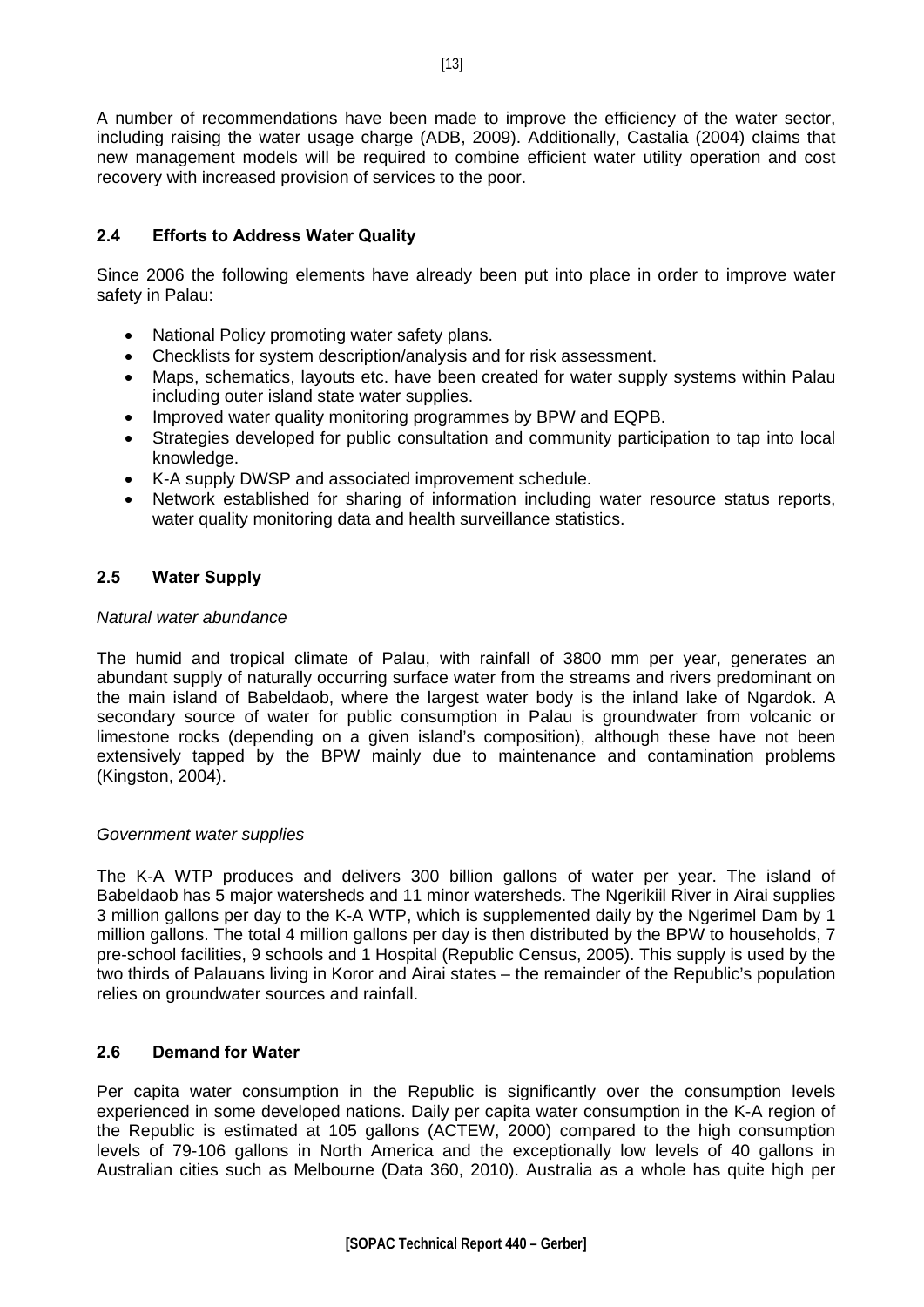A number of recommendations have been made to improve the efficiency of the water sector, including raising the water usage charge (ADB, 2009). Additionally, Castalia (2004) claims that new management models will be required to combine efficient water utility operation and cost recovery with increased provision of services to the poor.

## 2.4 Efforts to Address Water Quality

Since 2006 the following elements have already been put into place in order to improve water safety in Palau:

- National Policy promoting water safety plans.
- Checklists for system description/analysis and for risk assessment.
- Maps, schematics, layouts etc. have been created for water supply systems within Palau including outer island state water supplies.
- Improved water quality monitoring programmes by BPW and EQPB.
- Strategies developed for public consultation and community participation to tap into local knowledge.
- K-A supply DWSP and associated improvement schedule.
- Network established for sharing of information including water resource status reports, water quality monitoring data and health surveillance statistics.

## 2.5 Water Supply

*Natural water abundance*

The humid and tropical climate of Palau, with rainfall of 3800 mm per year, generates an abundant supply of naturally occurring surface water from the streams and rivers predominant on the main island of Babeldaob, where the largest water body is the inland lake of Ngardok. A secondary source of water for public consumption in Palau is groundwater from volcanic or limestone rocks (depending on a given island's composition), although these have not been extensively tapped by the BPW mainly due to maintenance and contamination problems (Kingston, 2004).

*Government water supplies*

The K-A WTP produces and delivers 300 billion gallons of water per year. The island of Babeldaob has 5 major watersheds and 11 minor watersheds. The Ngerikiil River in Airai supplies 3 million gallons per day to the K-A WTP, which is supplemented daily by the Ngerimel Dam by 1 million gallons. The total 4 million gallons per day is then distributed by the BPW to households, 7 pre-school facilities, 9 schools and 1 Hospital (Republic Census, 2005). This supply is used by the two thirds of Palauans living in Koror and Airai states – the remainder of the Republic's population relies on groundwater sources and rainfall.

## 2.6 Demand for Water

Per capita water consumption in the Republic is significantly over the consumption levels experienced in some developed nations. Daily per capita water consumption in the K-A region of the Republic is estimated at 105 gallons (ACTEW, 2000) compared to the high consumption levels of 79-106 gallons in North America and the exceptionally low levels of 40 gallons in Australian cities such as Melbourne (Data 360, 2010). Australia as a whole has quite high per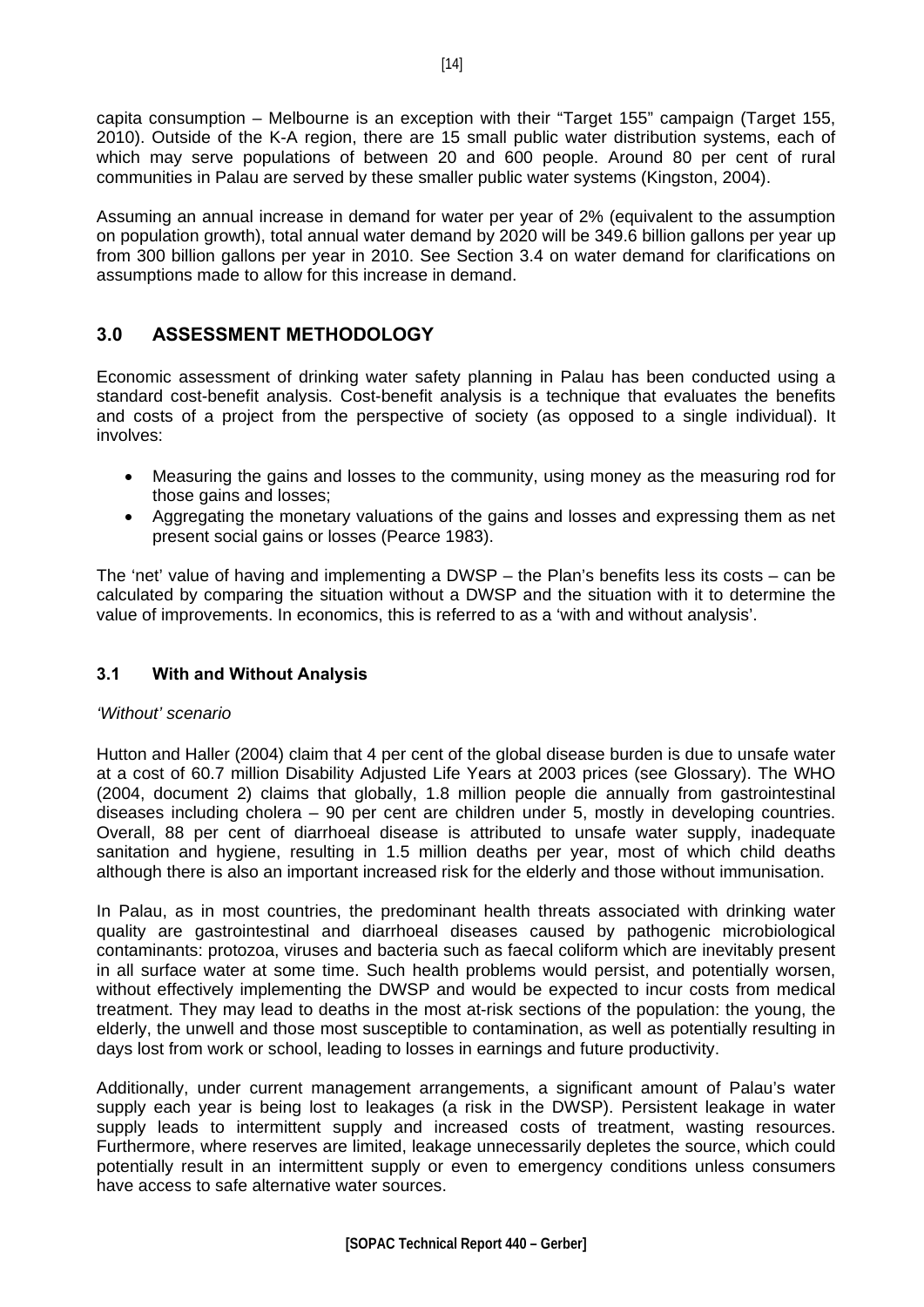capita consumption – Melbourne is an exception with their "Target 155" campaign (Target 155, 2010). Outside of the K-A region, there are 15 small public water distribution systems, each of which may serve populations of between 20 and 600 people. Around 80 per cent of rural communities in Palau are served by these smaller public water systems (Kingston, 2004).

Assuming an annual increase in demand for water per year of 2% (equivalent to the assumption on population growth), total annual water demand by 2020 will be 349.6 billion gallons per year up from 300 billion gallons per year in 2010. See Section 3.4 on water demand for clarifications on assumptions made to allow for this increase in demand.

## 3.0 ASSESSMENT METHODOLOGY

Economic assessment of drinking water safety planning in Palau has been conducted using a standard cost-benefit analysis. Cost-benefit analysis is a technique that evaluates the benefits and costs of a project from the perspective of society (as opposed to a single individual). It involves:

- Measuring the gains and losses to the community, using money as the measuring rod for those gains and losses;
- Aggregating the monetary valuations of the gains and losses and expressing them as net present social gains or losses (Pearce 1983).

The 'net' value of having and implementing a DWSP – the Plan's benefits less its costs – can be calculated by comparing the situation without a DWSP and the situation with it to determine the value of improvements. In economics, this is referred to as a 'with and without analysis'.

### 3.1 With and Without Analysis

*'Without' scenario*

Hutton and Haller (2004) claim that 4 per cent of the global disease burden is due to unsafe water at a cost of 60.7 million Disability Adjusted Life Years at 2003 prices (see Glossary). The WHO (2004, document 2) claims that globally, 1.8 million people die annually from gastrointestinal diseases including cholera – 90 per cent are children under 5, mostly in developing countries. Overall, 88 per cent of diarrhoeal disease is attributed to unsafe water supply, inadequate sanitation and hygiene, resulting in 1.5 million deaths per year, most of which child deaths although there is also an important increased risk for the elderly and those without immunisation.

In Palau, as in most countries, the predominant health threats associated with drinking water quality are gastrointestinal and diarrhoeal diseases caused by pathogenic microbiological contaminants: protozoa, viruses and bacteria such as faecal coliform which are inevitably present in all surface water at some time. Such health problems would persist, and potentially worsen, without effectively implementing the DWSP and would be expected to incur costs from medical treatment. They may lead to deaths in the most at-risk sections of the population: the young, the elderly, the unwell and those most susceptible to contamination, as well as potentially resulting in days lost from work or school, leading to losses in earnings and future productivity.

Additionally, under current management arrangements, a significant amount of Palau's water supply each year is being lost to leakages (a risk in the DWSP). Persistent leakage in water supply leads to intermittent supply and increased costs of treatment, wasting resources. Furthermore, where reserves are limited, leakage unnecessarily depletes the source, which could potentially result in an intermittent supply or even to emergency conditions unless consumers have access to safe alternative water sources.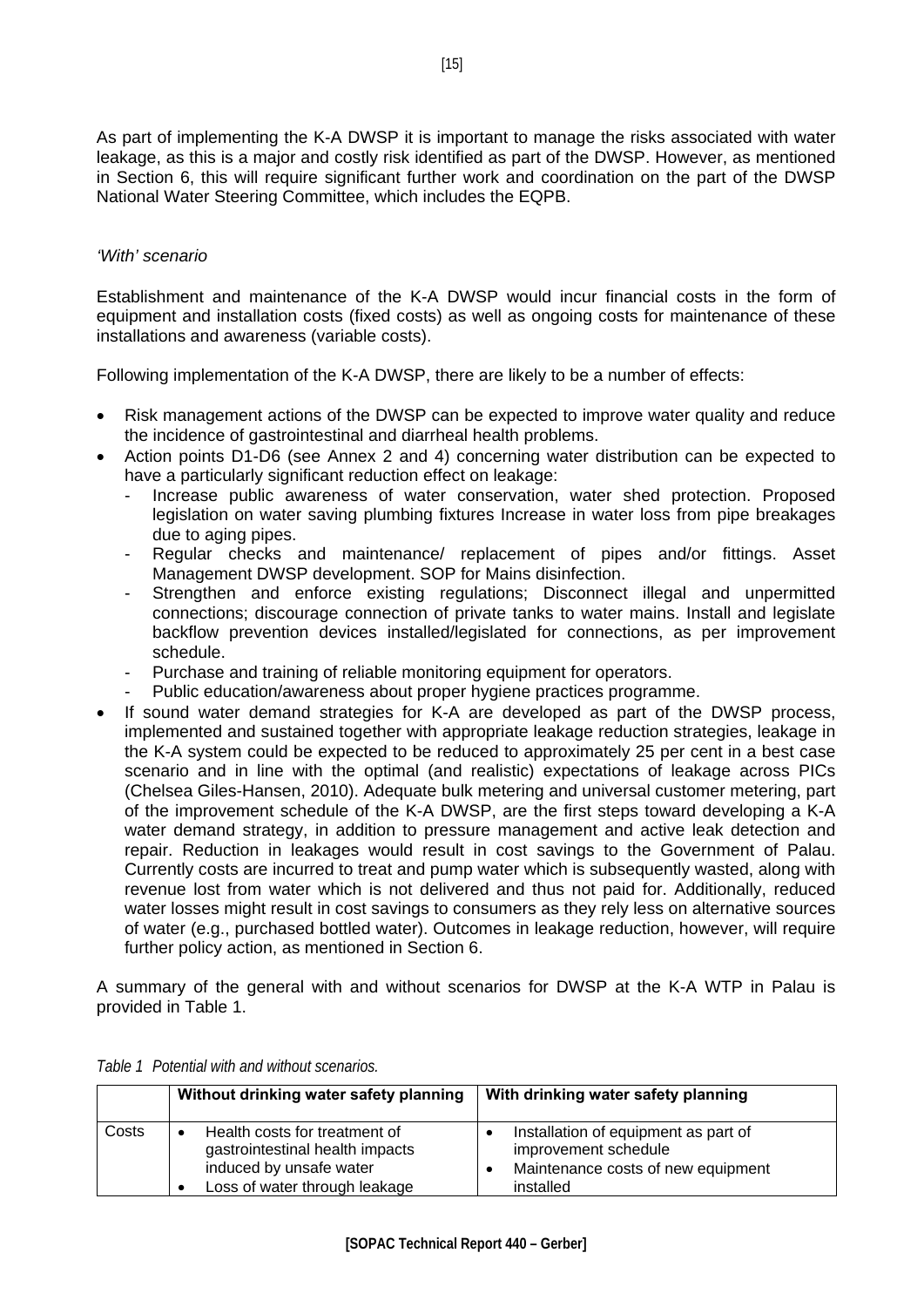As part of implementing the K-A DWSP it is important to manage the risks associated with water leakage, as this is a major and costly risk identified as part of the DWSP. However, as mentioned in Section 6, this will require significant further work and coordination on the part of the DWSP National Water Steering Committee, which includes the EQPB.

*'With' scenario*

Establishment and maintenance of the K-A DWSP would incur financial costs in the form of equipment and installation costs (fixed costs) as well as ongoing costs for maintenance of these installations and awareness (variable costs).

Following implementation of the K-A DWSP, there are likely to be a number of effects:

- Risk management actions of the DWSP can be expected to improve water quality and reduce the incidence of gastrointestinal and diarrheal health problems.
- Action points D1-D6 (see Annex 2 and 4) concerning water distribution can be expected to have a particularly significant reduction effect on leakage:
  - Increase public awareness of water conservation, water shed protection. Proposed legislation on water saving plumbing fixtures Increase in water loss from pipe breakages due to aging pipes.
  - Regular checks and maintenance/ replacement of pipes and/or fittings. Asset Management DWSP development. SOP for Mains disinfection.
  - Strengthen and enforce existing regulations; Disconnect illegal and unpermitted connections; discourage connection of private tanks to water mains. Install and legislate backflow prevention devices installed/legislated for connections, as per improvement schedule.
  - Purchase and training of reliable monitoring equipment for operators.
  - Public education/awareness about proper hygiene practices programme.
- If sound water demand strategies for K-A are developed as part of the DWSP process, implemented and sustained together with appropriate leakage reduction strategies, leakage in the K-A system could be expected to be reduced to approximately 25 per cent in a best case scenario and in line with the optimal (and realistic) expectations of leakage across PICs (Chelsea Giles-Hansen, 2010). Adequate bulk metering and universal customer metering, part of the improvement schedule of the K-A DWSP, are the first steps toward developing a K-A water demand strategy, in addition to pressure management and active leak detection and repair. Reduction in leakages would result in cost savings to the Government of Palau. Currently costs are incurred to treat and pump water which is subsequently wasted, along with revenue lost from water which is not delivered and thus not paid for. Additionally, reduced water losses might result in cost savings to consumers as they rely less on alternative sources of water (e.g., purchased bottled water). Outcomes in leakage reduction, however, will require further policy action, as mentioned in Section 6.

A summary of the general with and without scenarios for DWSP at the K-A WTP in Palau is provided in Table 1.

*Table 1 Potential with and without scenarios.*

| | Without drinking water safety planning | With drinking water safety planning |
|---|---|---|
| Costs | • Health costs for treatment of gastrointestinal health impacts induced by unsafe water<br>• Loss of water through leakage | • Installation of equipment as part of improvement schedule<br>• Maintenance costs of new equipment installed |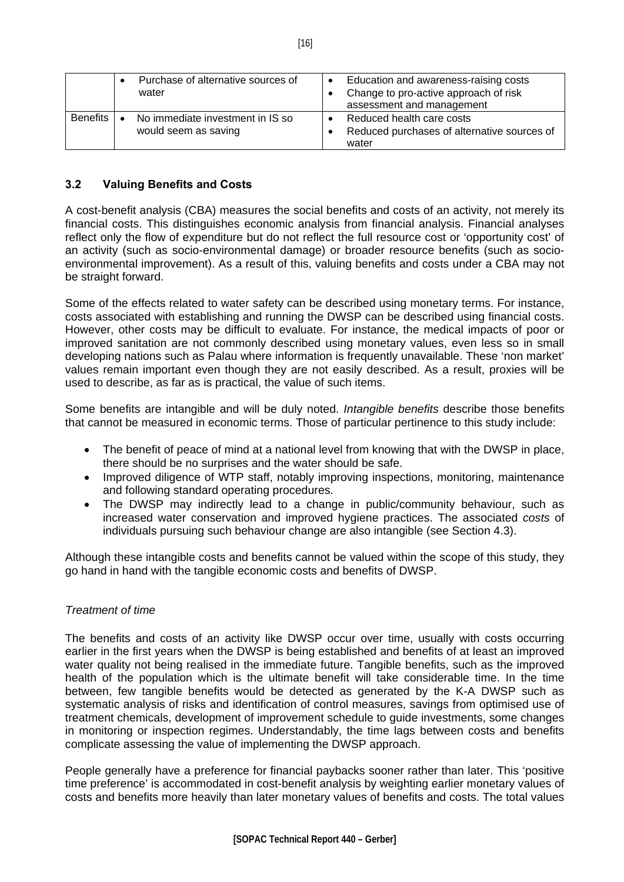|  | Purchase of alternative sources of water | Education and awareness-raising costs<br>Change to pro-active approach of risk assessment and management |
|---|---|---|
| Benefits | No immediate investment in IS so would seem as saving | Reduced health care costs<br>Reduced purchases of alternative sources of water |

### 3.2 Valuing Benefits and Costs

A cost-benefit analysis (CBA) measures the social benefits and costs of an activity, not merely its financial costs. This distinguishes economic analysis from financial analysis. Financial analyses reflect only the flow of expenditure but do not reflect the full resource cost or 'opportunity cost' of an activity (such as socio-environmental damage) or broader resource benefits (such as socio-environmental improvement). As a result of this, valuing benefits and costs under a CBA may not be straight forward.

Some of the effects related to water safety can be described using monetary terms. For instance, costs associated with establishing and running the DWSP can be described using financial costs. However, other costs may be difficult to evaluate. For instance, the medical impacts of poor or improved sanitation are not commonly described using monetary values, even less so in small developing nations such as Palau where information is frequently unavailable. These 'non market' values remain important even though they are not easily described. As a result, proxies will be used to describe, as far as is practical, the value of such items.

Some benefits are intangible and will be duly noted. *Intangible benefits* describe those benefits that cannot be measured in economic terms. Those of particular pertinence to this study include:

- The benefit of peace of mind at a national level from knowing that with the DWSP in place, there should be no surprises and the water should be safe.
- Improved diligence of WTP staff, notably improving inspections, monitoring, maintenance and following standard operating procedures.
- The DWSP may indirectly lead to a change in public/community behaviour, such as increased water conservation and improved hygiene practices. The associated *costs* of individuals pursuing such behaviour change are also intangible (see Section 4.3).

Although these intangible costs and benefits cannot be valued within the scope of this study, they go hand in hand with the tangible economic costs and benefits of DWSP.

*Treatment of time*

The benefits and costs of an activity like DWSP occur over time, usually with costs occurring earlier in the first years when the DWSP is being established and benefits of at least an improved water quality not being realised in the immediate future. Tangible benefits, such as the improved health of the population which is the ultimate benefit will take considerable time. In the time between, few tangible benefits would be detected as generated by the K-A DWSP such as systematic analysis of risks and identification of control measures, savings from optimised use of treatment chemicals, development of improvement schedule to guide investments, some changes in monitoring or inspection regimes. Understandably, the time lags between costs and benefits complicate assessing the value of implementing the DWSP approach.

People generally have a preference for financial paybacks sooner rather than later. This 'positive time preference' is accommodated in cost-benefit analysis by weighting earlier monetary values of costs and benefits more heavily than later monetary values of benefits and costs. The total values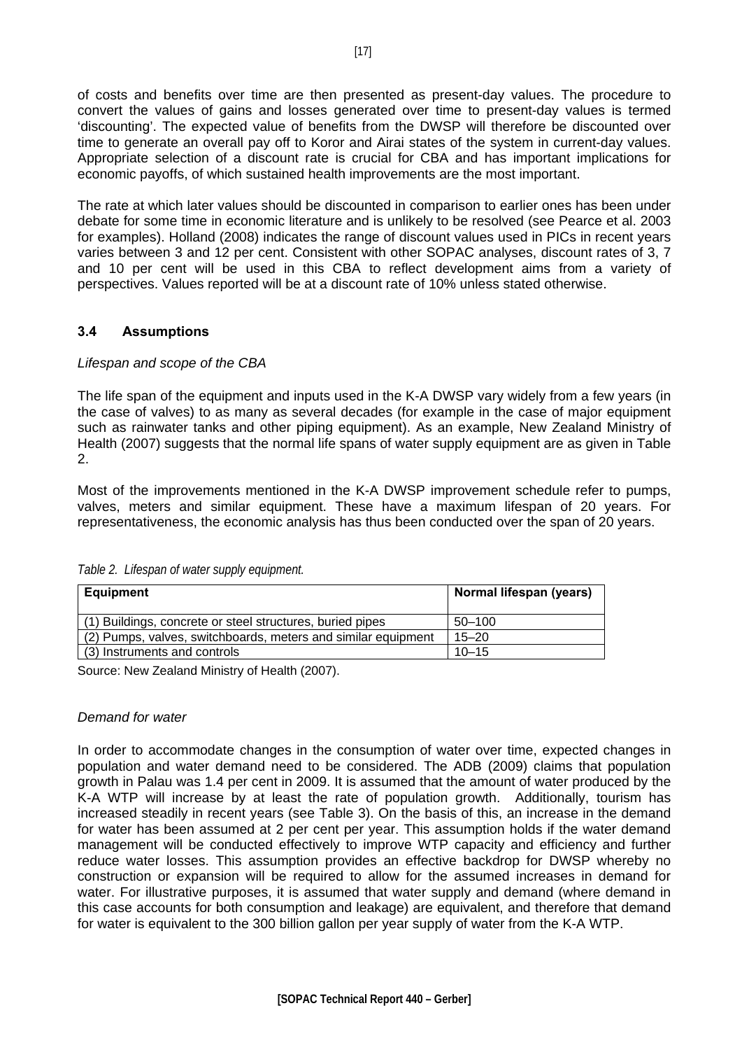of costs and benefits over time are then presented as present-day values. The procedure to convert the values of gains and losses generated over time to present-day values is termed 'discounting'. The expected value of benefits from the DWSP will therefore be discounted over time to generate an overall pay off to Koror and Airai states of the system in current-day values. Appropriate selection of a discount rate is crucial for CBA and has important implications for economic payoffs, of which sustained health improvements are the most important.

The rate at which later values should be discounted in comparison to earlier ones has been under debate for some time in economic literature and is unlikely to be resolved (see Pearce et al. 2003 for examples). Holland (2008) indicates the range of discount values used in PICs in recent years varies between 3 and 12 per cent. Consistent with other SOPAC analyses, discount rates of 3, 7 and 10 per cent will be used in this CBA to reflect development aims from a variety of perspectives. Values reported will be at a discount rate of 10% unless stated otherwise.

### 3.4 Assumptions

*Lifespan and scope of the CBA*

The life span of the equipment and inputs used in the K-A DWSP vary widely from a few years (in the case of valves) to as many as several decades (for example in the case of major equipment such as rainwater tanks and other piping equipment). As an example, New Zealand Ministry of Health (2007) suggests that the normal life spans of water supply equipment are as given in Table 2.

Most of the improvements mentioned in the K-A DWSP improvement schedule refer to pumps, valves, meters and similar equipment. These have a maximum lifespan of 20 years. For representativeness, the economic analysis has thus been conducted over the span of 20 years.

*Table 2. Lifespan of water supply equipment.*

| Equipment | Normal lifespan (years) |
|---|---|
| (1) Buildings, concrete or steel structures, buried pipes | 50–100 |
| (2) Pumps, valves, switchboards, meters and similar equipment | 15–20 |
| (3) Instruments and controls | 10–15 |

Source: New Zealand Ministry of Health (2007).

*Demand for water*

In order to accommodate changes in the consumption of water over time, expected changes in population and water demand need to be considered. The ADB (2009) claims that population growth in Palau was 1.4 per cent in 2009. It is assumed that the amount of water produced by the K-A WTP will increase by at least the rate of population growth. Additionally, tourism has increased steadily in recent years (see Table 3). On the basis of this, an increase in the demand for water has been assumed at 2 per cent per year. This assumption holds if the water demand management will be conducted effectively to improve WTP capacity and efficiency and further reduce water losses. This assumption provides an effective backdrop for DWSP whereby no construction or expansion will be required to allow for the assumed increases in demand for water. For illustrative purposes, it is assumed that water supply and demand (where demand in this case accounts for both consumption and leakage) are equivalent, and therefore that demand for water is equivalent to the 300 billion gallon per year supply of water from the K-A WTP.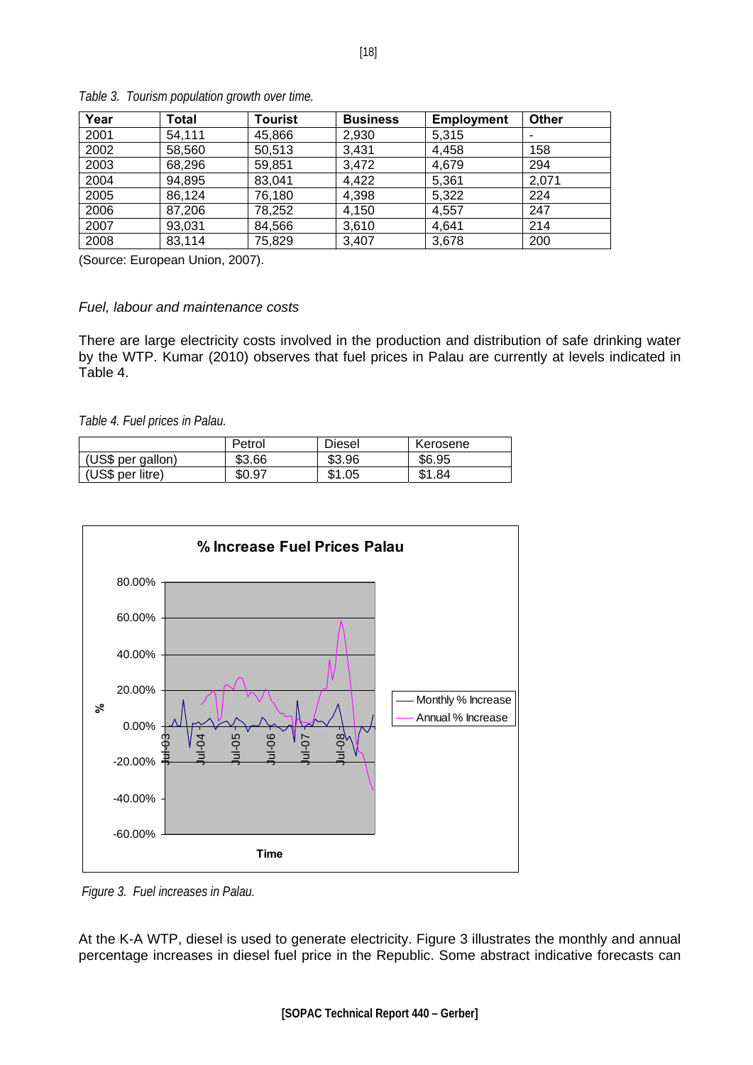*Table 3. Tourism population growth over time.*

| Year | Total | Tourist | Business | Employment | Other |
|---|---|---|---|---|---|
| 2001 | 54,111 | 45,866 | 2,930 | 5,315 | - |
| 2002 | 58,560 | 50,513 | 3,431 | 4,458 | 158 |
| 2003 | 68,296 | 59,851 | 3,472 | 4,679 | 294 |
| 2004 | 94,895 | 83,041 | 4,422 | 5,361 | 2,071 |
| 2005 | 86,124 | 76,180 | 4,398 | 5,322 | 224 |
| 2006 | 87,206 | 78,252 | 4,150 | 4,557 | 247 |
| 2007 | 93,031 | 84,566 | 3,610 | 4,641 | 214 |
| 2008 | 83,114 | 75,829 | 3,407 | 3,678 | 200 |

(Source: European Union, 2007).

### *Fuel, labour and maintenance costs*

There are large electricity costs involved in the production and distribution of safe drinking water by the WTP. Kumar (2010) observes that fuel prices in Palau are currently at levels indicated in Table 4.

*Table 4. Fuel prices in Palau.*

| | Petrol | Diesel | Kerosene |
|---|---|---|---|
| (US$ per gallon) | $3.66 | $3.96 | $6.95 |
| (US$ per litre) | $0.97 | $1.05 | $1.84 |

*Figure 3. Fuel increases in Palau.*

At the K-A WTP, diesel is used to generate electricity. Figure 3 illustrates the monthly and annual percentage increases in diesel fuel price in the Republic. Some abstract indicative forecasts can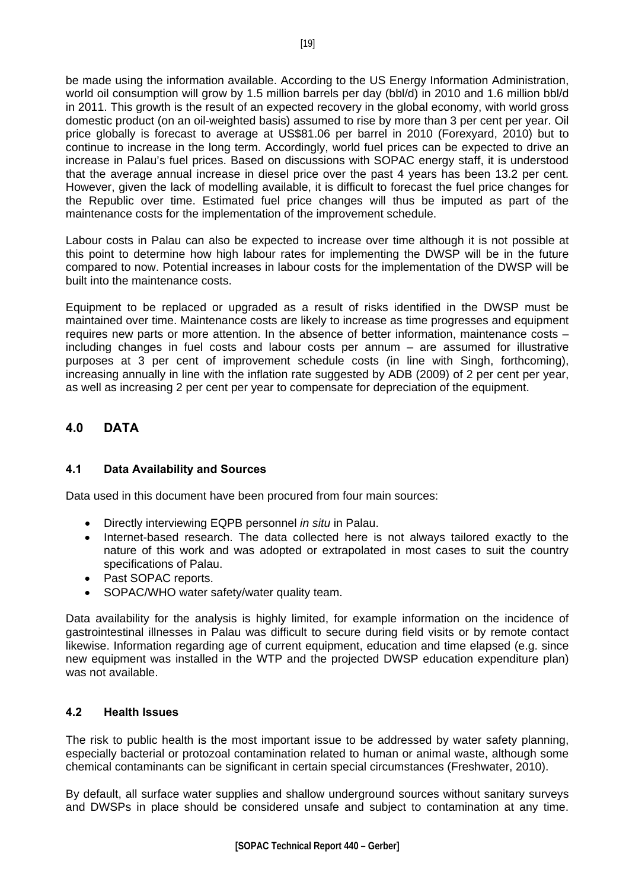be made using the information available. According to the US Energy Information Administration, world oil consumption will grow by 1.5 million barrels per day (bbl/d) in 2010 and 1.6 million bbl/d in 2011. This growth is the result of an expected recovery in the global economy, with world gross domestic product (on an oil-weighted basis) assumed to rise by more than 3 per cent per year. Oil price globally is forecast to average at US$81.06 per barrel in 2010 (Forexyard, 2010) but to continue to increase in the long term. Accordingly, world fuel prices can be expected to drive an increase in Palau's fuel prices. Based on discussions with SOPAC energy staff, it is understood that the average annual increase in diesel price over the past 4 years has been 13.2 per cent. However, given the lack of modelling available, it is difficult to forecast the fuel price changes for the Republic over time. Estimated fuel price changes will thus be imputed as part of the maintenance costs for the implementation of the improvement schedule.

Labour costs in Palau can also be expected to increase over time although it is not possible at this point to determine how high labour rates for implementing the DWSP will be in the future compared to now. Potential increases in labour costs for the implementation of the DWSP will be built into the maintenance costs.

Equipment to be replaced or upgraded as a result of risks identified in the DWSP must be maintained over time. Maintenance costs are likely to increase as time progresses and equipment requires new parts or more attention. In the absence of better information, maintenance costs – including changes in fuel costs and labour costs per annum – are assumed for illustrative purposes at 3 per cent of improvement schedule costs (in line with Singh, forthcoming), increasing annually in line with the inflation rate suggested by ADB (2009) of 2 per cent per year, as well as increasing 2 per cent per year to compensate for depreciation of the equipment.

## 4.0 DATA

### 4.1 Data Availability and Sources

Data used in this document have been procured from four main sources:

- Directly interviewing EQPB personnel *in situ* in Palau.
- Internet-based research. The data collected here is not always tailored exactly to the nature of this work and was adopted or extrapolated in most cases to suit the country specifications of Palau.
- Past SOPAC reports.
- SOPAC/WHO water safety/water quality team.

Data availability for the analysis is highly limited, for example information on the incidence of gastrointestinal illnesses in Palau was difficult to secure during field visits or by remote contact likewise. Information regarding age of current equipment, education and time elapsed (e.g. since new equipment was installed in the WTP and the projected DWSP education expenditure plan) was not available.

### 4.2 Health Issues

The risk to public health is the most important issue to be addressed by water safety planning, especially bacterial or protozoal contamination related to human or animal waste, although some chemical contaminants can be significant in certain special circumstances (Freshwater, 2010).

By default, all surface water supplies and shallow underground sources without sanitary surveys and DWSPs in place should be considered unsafe and subject to contamination at any time.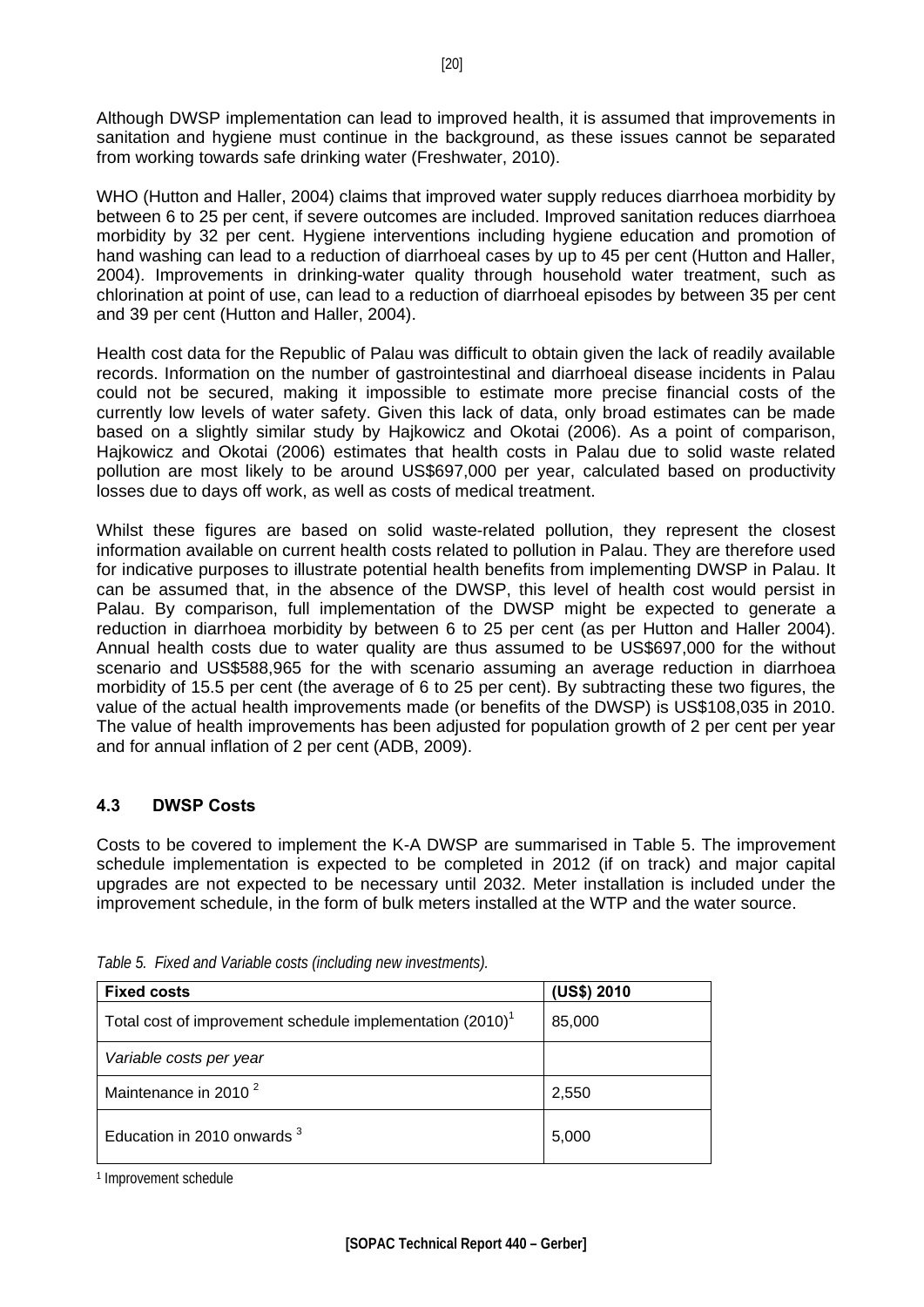Although DWSP implementation can lead to improved health, it is assumed that improvements in sanitation and hygiene must continue in the background, as these issues cannot be separated from working towards safe drinking water (Freshwater, 2010).

WHO (Hutton and Haller, 2004) claims that improved water supply reduces diarrhoea morbidity by between 6 to 25 per cent, if severe outcomes are included. Improved sanitation reduces diarrhoea morbidity by 32 per cent. Hygiene interventions including hygiene education and promotion of hand washing can lead to a reduction of diarrhoeal cases by up to 45 per cent (Hutton and Haller, 2004). Improvements in drinking-water quality through household water treatment, such as chlorination at point of use, can lead to a reduction of diarrhoeal episodes by between 35 per cent and 39 per cent (Hutton and Haller, 2004).

Health cost data for the Republic of Palau was difficult to obtain given the lack of readily available records. Information on the number of gastrointestinal and diarrhoeal disease incidents in Palau could not be secured, making it impossible to estimate more precise financial costs of the currently low levels of water safety. Given this lack of data, only broad estimates can be made based on a slightly similar study by Hajkowicz and Okotai (2006). As a point of comparison, Hajkowicz and Okotai (2006) estimates that health costs in Palau due to solid waste related pollution are most likely to be around US$697,000 per year, calculated based on productivity losses due to days off work, as well as costs of medical treatment.

Whilst these figures are based on solid waste-related pollution, they represent the closest information available on current health costs related to pollution in Palau. They are therefore used for indicative purposes to illustrate potential health benefits from implementing DWSP in Palau. It can be assumed that, in the absence of the DWSP, this level of health cost would persist in Palau. By comparison, full implementation of the DWSP might be expected to generate a reduction in diarrhoea morbidity by between 6 to 25 per cent (as per Hutton and Haller 2004). Annual health costs due to water quality are thus assumed to be US$697,000 for the without scenario and US$588,965 for the with scenario assuming an average reduction in diarrhoea morbidity of 15.5 per cent (the average of 6 to 25 per cent). By subtracting these two figures, the value of the actual health improvements made (or benefits of the DWSP) is US$108,035 in 2010. The value of health improvements has been adjusted for population growth of 2 per cent per year and for annual inflation of 2 per cent (ADB, 2009).

### 4.3 DWSP Costs

Costs to be covered to implement the K-A DWSP are summarised in Table 5. The improvement schedule implementation is expected to be completed in 2012 (if on track) and major capital upgrades are not expected to be necessary until 2032. Meter installation is included under the improvement schedule, in the form of bulk meters installed at the WTP and the water source.

*Table 5. Fixed and Variable costs (including new investments).*

| **Fixed costs** | **(US$) 2010** |
|---|---|
| Total cost of improvement schedule implementation (2010)[1] | 85,000 |
| *Variable costs per year* | |
| Maintenance in 2010 [2] | 2,550 |
| Education in 2010 onwards [3] | 5,000 |

[1] Improvement schedule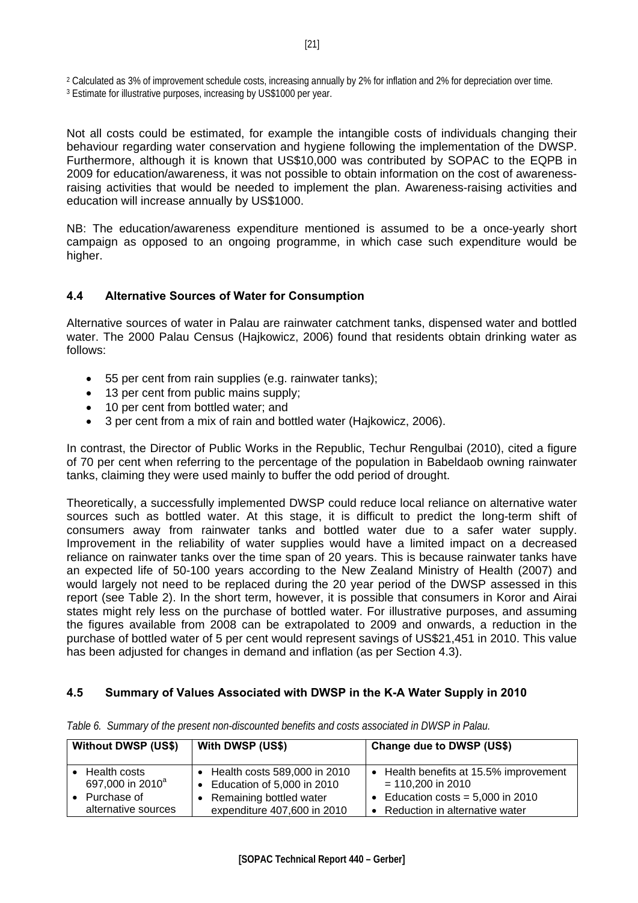[2] Calculated as 3% of improvement schedule costs, increasing annually by 2% for inflation and 2% for depreciation over time.
[3] Estimate for illustrative purposes, increasing by US$1000 per year.

Not all costs could be estimated, for example the intangible costs of individuals changing their behaviour regarding water conservation and hygiene following the implementation of the DWSP. Furthermore, although it is known that US$10,000 was contributed by SOPAC to the EQPB in 2009 for education/awareness, it was not possible to obtain information on the cost of awareness-raising activities that would be needed to implement the plan. Awareness-raising activities and education will increase annually by US$1000.

NB: The education/awareness expenditure mentioned is assumed to be a once-yearly short campaign as opposed to an ongoing programme, in which case such expenditure would be higher.

### 4.4 Alternative Sources of Water for Consumption

Alternative sources of water in Palau are rainwater catchment tanks, dispensed water and bottled water. The 2000 Palau Census (Hajkowicz, 2006) found that residents obtain drinking water as follows:

- 55 per cent from rain supplies (e.g. rainwater tanks);
- 13 per cent from public mains supply;
- 10 per cent from bottled water; and
- 3 per cent from a mix of rain and bottled water (Hajkowicz, 2006).

In contrast, the Director of Public Works in the Republic, Techur Rengulbai (2010), cited a figure of 70 per cent when referring to the percentage of the population in Babeldaob owning rainwater tanks, claiming they were used mainly to buffer the odd period of drought.

Theoretically, a successfully implemented DWSP could reduce local reliance on alternative water sources such as bottled water. At this stage, it is difficult to predict the long-term shift of consumers away from rainwater tanks and bottled water due to a safer water supply. Improvement in the reliability of water supplies would have a limited impact on a decreased reliance on rainwater tanks over the time span of 20 years. This is because rainwater tanks have an expected life of 50-100 years according to the New Zealand Ministry of Health (2007) and would largely not need to be replaced during the 20 year period of the DWSP assessed in this report (see Table 2). In the short term, however, it is possible that consumers in Koror and Airai states might rely less on the purchase of bottled water. For illustrative purposes, and assuming the figures available from 2008 can be extrapolated to 2009 and onwards, a reduction in the purchase of bottled water of 5 per cent would represent savings of US$21,451 in 2010. This value has been adjusted for changes in demand and inflation (as per Section 4.3).

### 4.5 Summary of Values Associated with DWSP in the K-A Water Supply in 2010

*Table 6. Summary of the present non-discounted benefits and costs associated in DWSP in Palau.*

| Without DWSP (US$) | With DWSP (US$) | Change due to DWSP (US$) |
|---|---|---|
| • Health costs 697,000 in 2010[a]<br>• Purchase of alternative sources | • Health costs 589,000 in 2010<br>• Education of 5,000 in 2010<br>• Remaining bottled water expenditure 407,600 in 2010 | • Health benefits at 15.5% improvement = 110,200 in 2010<br>• Education costs = 5,000 in 2010<br>• Reduction in alternative water |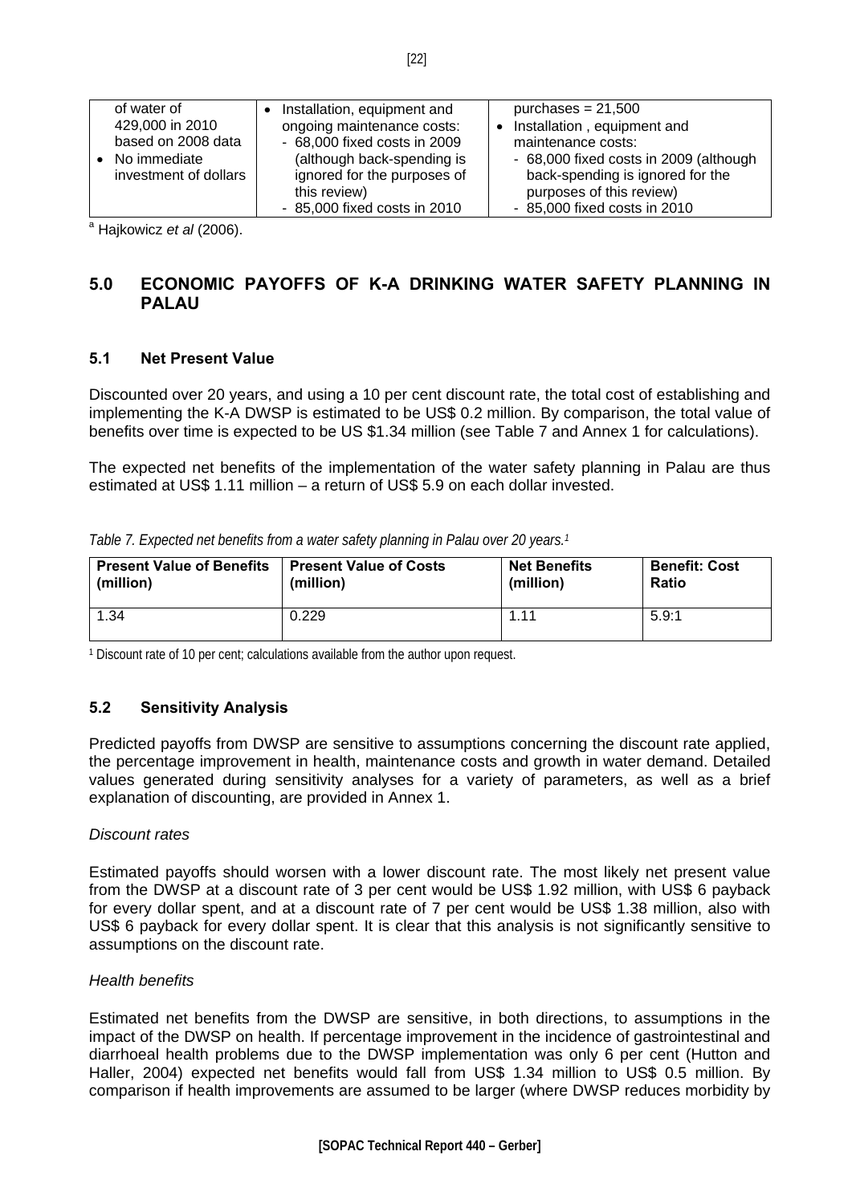| of water of 429,000 in 2010 based on 2008 data<br>• No immediate investment of dollars | • Installation, equipment and ongoing maintenance costs:<br>- 68,000 fixed costs in 2009 (although back-spending is ignored for the purposes of this review)<br>- 85,000 fixed costs in 2010 | purchases = 21,500<br>• Installation , equipment and maintenance costs:<br>- 68,000 fixed costs in 2009 (although back-spending is ignored for the purposes of this review)<br>- 85,000 fixed costs in 2010 |
|---|---|---|

[a] Hajkowicz *et al* (2006).

## 5.0 ECONOMIC PAYOFFS OF K-A DRINKING WATER SAFETY PLANNING IN PALAU

### 5.1 Net Present Value

Discounted over 20 years, and using a 10 per cent discount rate, the total cost of establishing and implementing the K-A DWSP is estimated to be US$ 0.2 million. By comparison, the total value of benefits over time is expected to be US $1.34 million (see Table 7 and Annex 1 for calculations).

The expected net benefits of the implementation of the water safety planning in Palau are thus estimated at US$ 1.11 million – a return of US$ 5.9 on each dollar invested.

*Table 7. Expected net benefits from a water safety planning in Palau over 20 years.[1]*

| Present Value of Benefits (million) | Present Value of Costs (million) | Net Benefits (million) | Benefit: Cost Ratio |
|---|---|---|---|
| 1.34 | 0.229 | 1.11 | 5.9:1 |

[1] Discount rate of 10 per cent; calculations available from the author upon request.

### 5.2 Sensitivity Analysis

Predicted payoffs from DWSP are sensitive to assumptions concerning the discount rate applied, the percentage improvement in health, maintenance costs and growth in water demand. Detailed values generated during sensitivity analyses for a variety of parameters, as well as a brief explanation of discounting, are provided in Annex 1.

*Discount rates*

Estimated payoffs should worsen with a lower discount rate. The most likely net present value from the DWSP at a discount rate of 3 per cent would be US$ 1.92 million, with US$ 6 payback for every dollar spent, and at a discount rate of 7 per cent would be US$ 1.38 million, also with US$ 6 payback for every dollar spent. It is clear that this analysis is not significantly sensitive to assumptions on the discount rate.

*Health benefits*

Estimated net benefits from the DWSP are sensitive, in both directions, to assumptions in the impact of the DWSP on health. If percentage improvement in the incidence of gastrointestinal and diarrhoeal health problems due to the DWSP implementation was only 6 per cent (Hutton and Haller, 2004) expected net benefits would fall from US$ 1.34 million to US$ 0.5 million. By comparison if health improvements are assumed to be larger (where DWSP reduces morbidity by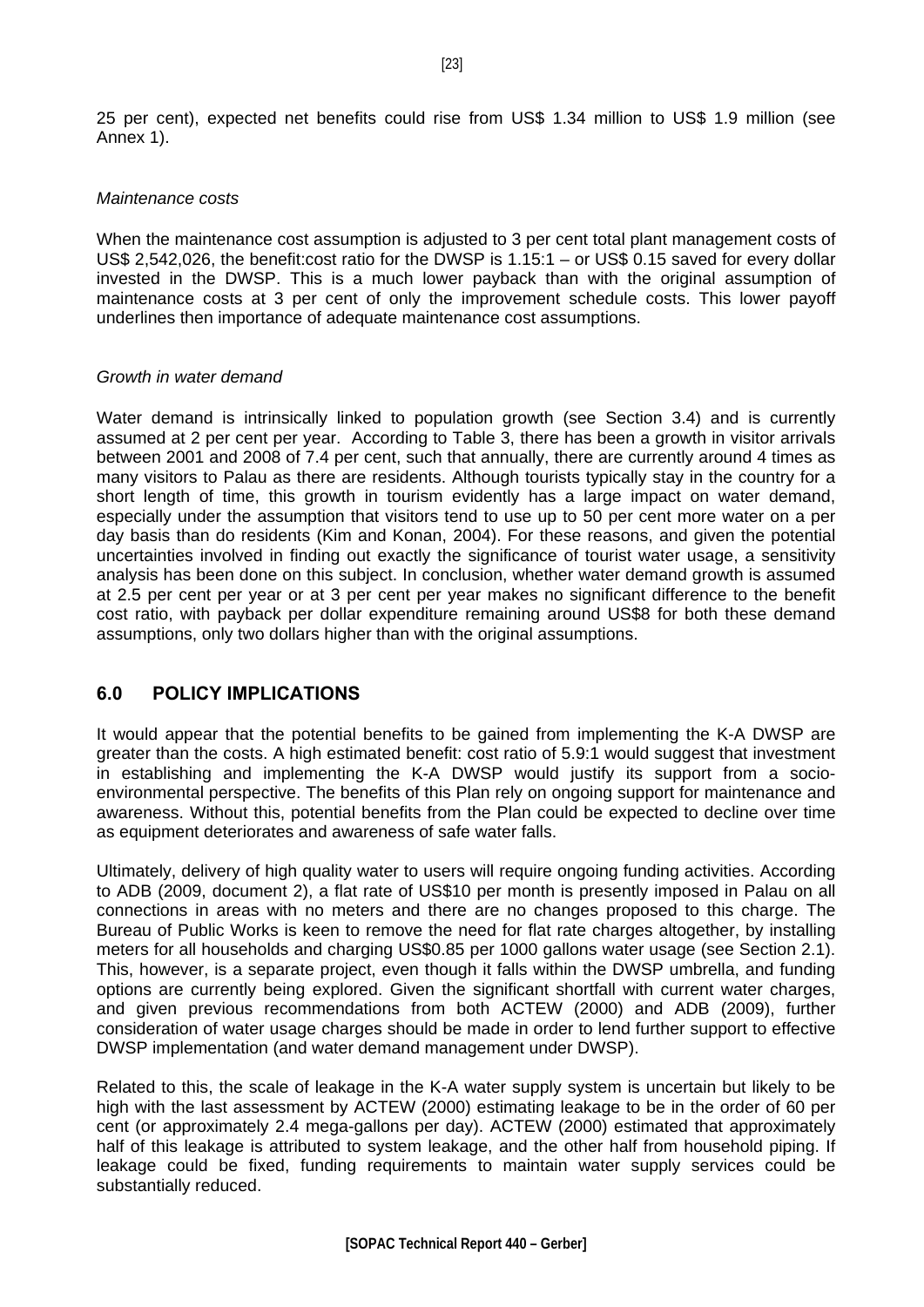25 per cent), expected net benefits could rise from US$ 1.34 million to US$ 1.9 million (see Annex 1).

*Maintenance costs*

When the maintenance cost assumption is adjusted to 3 per cent total plant management costs of US$ 2,542,026, the benefit:cost ratio for the DWSP is 1.15:1 – or US$ 0.15 saved for every dollar invested in the DWSP. This is a much lower payback than with the original assumption of maintenance costs at 3 per cent of only the improvement schedule costs. This lower payoff underlines then importance of adequate maintenance cost assumptions.

*Growth in water demand*

Water demand is intrinsically linked to population growth (see Section 3.4) and is currently assumed at 2 per cent per year. According to Table 3, there has been a growth in visitor arrivals between 2001 and 2008 of 7.4 per cent, such that annually, there are currently around 4 times as many visitors to Palau as there are residents. Although tourists typically stay in the country for a short length of time, this growth in tourism evidently has a large impact on water demand, especially under the assumption that visitors tend to use up to 50 per cent more water on a per day basis than do residents (Kim and Konan, 2004). For these reasons, and given the potential uncertainties involved in finding out exactly the significance of tourist water usage, a sensitivity analysis has been done on this subject. In conclusion, whether water demand growth is assumed at 2.5 per cent per year or at 3 per cent per year makes no significant difference to the benefit cost ratio, with payback per dollar expenditure remaining around US$8 for both these demand assumptions, only two dollars higher than with the original assumptions.

## 6.0 POLICY IMPLICATIONS

It would appear that the potential benefits to be gained from implementing the K-A DWSP are greater than the costs. A high estimated benefit: cost ratio of 5.9:1 would suggest that investment in establishing and implementing the K-A DWSP would justify its support from a socio-environmental perspective. The benefits of this Plan rely on ongoing support for maintenance and awareness. Without this, potential benefits from the Plan could be expected to decline over time as equipment deteriorates and awareness of safe water falls.

Ultimately, delivery of high quality water to users will require ongoing funding activities. According to ADB (2009, document 2), a flat rate of US$10 per month is presently imposed in Palau on all connections in areas with no meters and there are no changes proposed to this charge. The Bureau of Public Works is keen to remove the need for flat rate charges altogether, by installing meters for all households and charging US$0.85 per 1000 gallons water usage (see Section 2.1). This, however, is a separate project, even though it falls within the DWSP umbrella, and funding options are currently being explored. Given the significant shortfall with current water charges, and given previous recommendations from both ACTEW (2000) and ADB (2009), further consideration of water usage charges should be made in order to lend further support to effective DWSP implementation (and water demand management under DWSP).

Related to this, the scale of leakage in the K-A water supply system is uncertain but likely to be high with the last assessment by ACTEW (2000) estimating leakage to be in the order of 60 per cent (or approximately 2.4 mega-gallons per day). ACTEW (2000) estimated that approximately half of this leakage is attributed to system leakage, and the other half from household piping. If leakage could be fixed, funding requirements to maintain water supply services could be substantially reduced.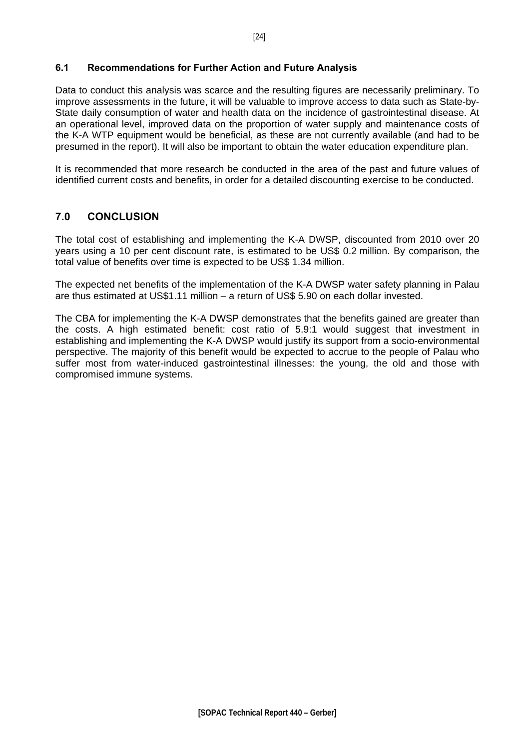### 6.1 Recommendations for Further Action and Future Analysis

Data to conduct this analysis was scarce and the resulting figures are necessarily preliminary. To improve assessments in the future, it will be valuable to improve access to data such as State-by-State daily consumption of water and health data on the incidence of gastrointestinal disease. At an operational level, improved data on the proportion of water supply and maintenance costs of the K-A WTP equipment would be beneficial, as these are not currently available (and had to be presumed in the report). It will also be important to obtain the water education expenditure plan.

It is recommended that more research be conducted in the area of the past and future values of identified current costs and benefits, in order for a detailed discounting exercise to be conducted.

## 7.0 CONCLUSION

The total cost of establishing and implementing the K-A DWSP, discounted from 2010 over 20 years using a 10 per cent discount rate, is estimated to be US$ 0.2 million. By comparison, the total value of benefits over time is expected to be US$ 1.34 million.

The expected net benefits of the implementation of the K-A DWSP water safety planning in Palau are thus estimated at US$1.11 million – a return of US$ 5.90 on each dollar invested.

The CBA for implementing the K-A DWSP demonstrates that the benefits gained are greater than the costs. A high estimated benefit: cost ratio of 5.9:1 would suggest that investment in establishing and implementing the K-A DWSP would justify its support from a socio-environmental perspective. The majority of this benefit would be expected to accrue to the people of Palau who suffer most from water-induced gastrointestinal illnesses: the young, the old and those with compromised immune systems.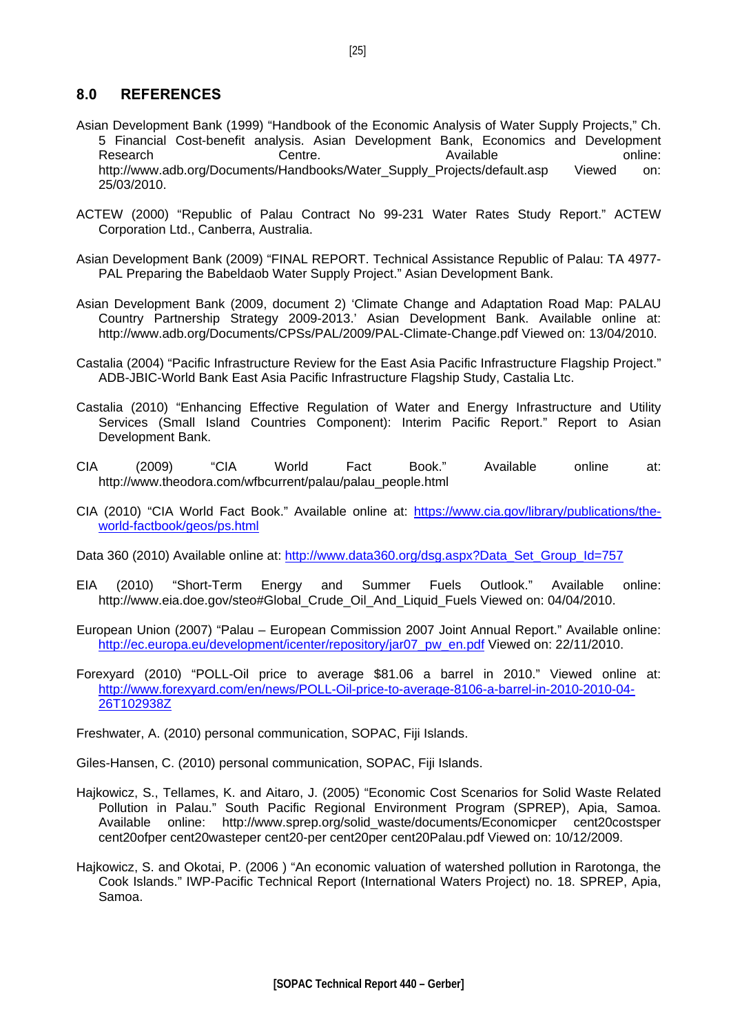## 8.0 REFERENCES

Asian Development Bank (1999) "Handbook of the Economic Analysis of Water Supply Projects," Ch. 5 Financial Cost-benefit analysis. Asian Development Bank, Economics and Development Research Centre. Available online: http://www.adb.org/Documents/Handbooks/Water_Supply_Projects/default.asp Viewed on: 25/03/2010.

ACTEW (2000) "Republic of Palau Contract No 99-231 Water Rates Study Report." ACTEW Corporation Ltd., Canberra, Australia.

Asian Development Bank (2009) "FINAL REPORT. Technical Assistance Republic of Palau: TA 4977-PAL Preparing the Babeldaob Water Supply Project." Asian Development Bank.

Asian Development Bank (2009, document 2) 'Climate Change and Adaptation Road Map: PALAU Country Partnership Strategy 2009-2013.' Asian Development Bank. Available online at: http://www.adb.org/Documents/CPSs/PAL/2009/PAL-Climate-Change.pdf Viewed on: 13/04/2010.

Castalia (2004) "Pacific Infrastructure Review for the East Asia Pacific Infrastructure Flagship Project." ADB-JBIC-World Bank East Asia Pacific Infrastructure Flagship Study, Castalia Ltc.

Castalia (2010) "Enhancing Effective Regulation of Water and Energy Infrastructure and Utility Services (Small Island Countries Component): Interim Pacific Report." Report to Asian Development Bank.

CIA (2009) "CIA World Fact Book." Available online at: http://www.theodora.com/wfbcurrent/palau/palau_people.html

CIA (2010) "CIA World Fact Book." Available online at: https://www.cia.gov/library/publications/the-world-factbook/geos/ps.html

Data 360 (2010) Available online at: http://www.data360.org/dsg.aspx?Data_Set_Group_Id=757

EIA (2010) "Short-Term Energy and Summer Fuels Outlook." Available online: http://www.eia.doe.gov/steo#Global_Crude_Oil_And_Liquid_Fuels Viewed on: 04/04/2010.

European Union (2007) "Palau – European Commission 2007 Joint Annual Report." Available online: http://ec.europa.eu/development/icenter/repository/jar07_pw_en.pdf Viewed on: 22/11/2010.

Forexyard (2010) "POLL-Oil price to average $81.06 a barrel in 2010." Viewed online at: http://www.forexyard.com/en/news/POLL-Oil-price-to-average-8106-a-barrel-in-2010-2010-04-26T102938Z

Freshwater, A. (2010) personal communication, SOPAC, Fiji Islands.

Giles-Hansen, C. (2010) personal communication, SOPAC, Fiji Islands.

Hajkowicz, S., Tellames, K. and Aitaro, J. (2005) "Economic Cost Scenarios for Solid Waste Related Pollution in Palau." South Pacific Regional Environment Program (SPREP), Apia, Samoa. Available online: http://www.sprep.org/solid_waste/documents/Economicper cent20costsper cent20ofper cent20wasteper cent20-per cent20per cent20Palau.pdf Viewed on: 10/12/2009.

Hajkowicz, S. and Okotai, P. (2006 ) "An economic valuation of watershed pollution in Rarotonga, the Cook Islands." IWP-Pacific Technical Report (International Waters Project) no. 18. SPREP, Apia, Samoa.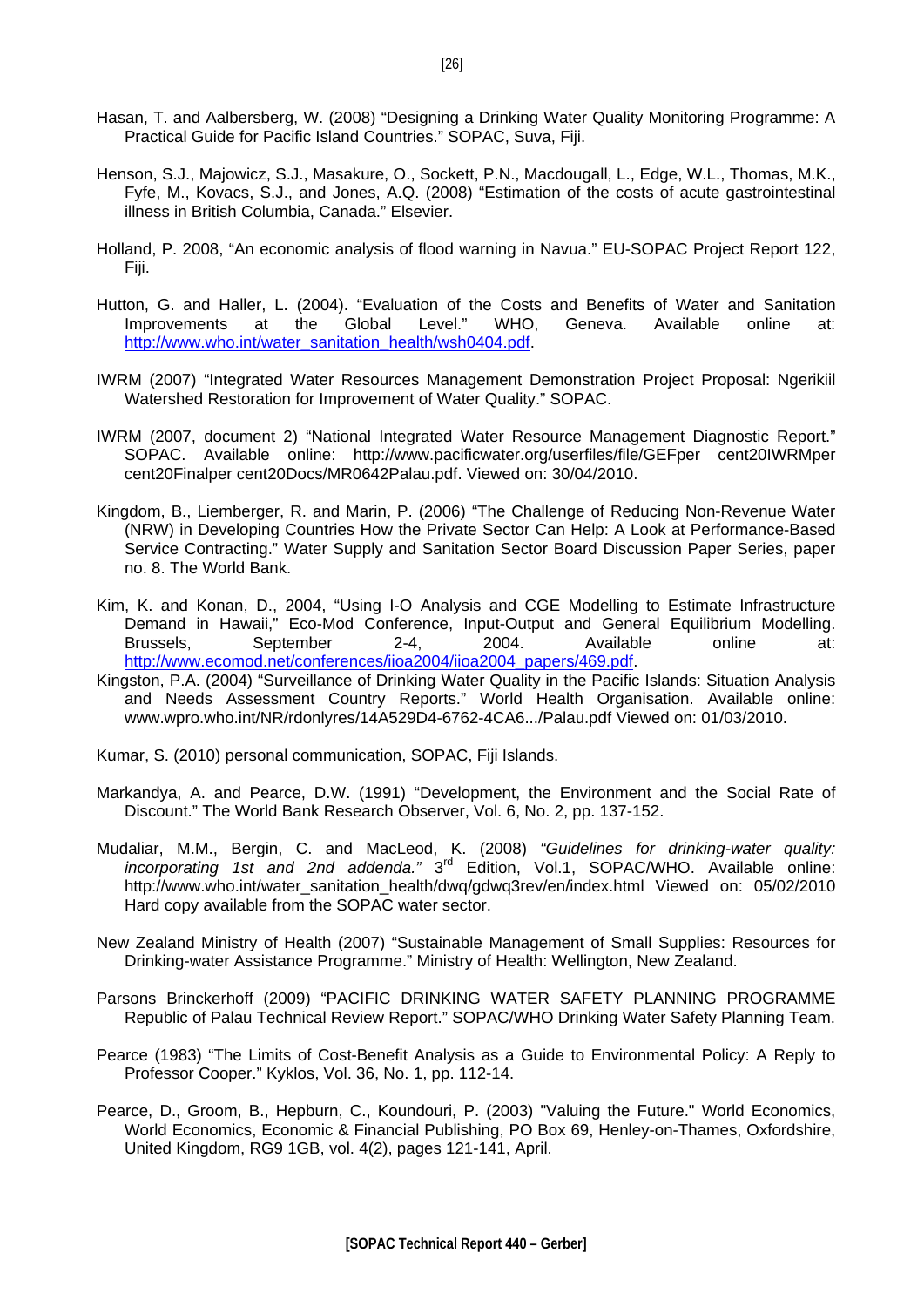Hasan, T. and Aalbersberg, W. (2008) "Designing a Drinking Water Quality Monitoring Programme: A Practical Guide for Pacific Island Countries." SOPAC, Suva, Fiji.

Henson, S.J., Majowicz, S.J., Masakure, O., Sockett, P.N., Macdougall, L., Edge, W.L., Thomas, M.K., Fyfe, M., Kovacs, S.J., and Jones, A.Q. (2008) "Estimation of the costs of acute gastrointestinal illness in British Columbia, Canada." Elsevier.

Holland, P. 2008, "An economic analysis of flood warning in Navua." EU-SOPAC Project Report 122, Fiji.

Hutton, G. and Haller, L. (2004). "Evaluation of the Costs and Benefits of Water and Sanitation Improvements at the Global Level." WHO, Geneva. Available online at: http://www.who.int/water_sanitation_health/wsh0404.pdf.

IWRM (2007) "Integrated Water Resources Management Demonstration Project Proposal: Ngerikiil Watershed Restoration for Improvement of Water Quality." SOPAC.

IWRM (2007, document 2) "National Integrated Water Resource Management Diagnostic Report." SOPAC. Available online: http://www.pacificwater.org/userfiles/file/GEFper cent20IWRMper cent20Finalper cent20Docs/MR0642Palau.pdf. Viewed on: 30/04/2010.

Kingdom, B., Liemberger, R. and Marin, P. (2006) "The Challenge of Reducing Non-Revenue Water (NRW) in Developing Countries How the Private Sector Can Help: A Look at Performance-Based Service Contracting." Water Supply and Sanitation Sector Board Discussion Paper Series, paper no. 8. The World Bank.

Kim, K. and Konan, D., 2004, "Using I-O Analysis and CGE Modelling to Estimate Infrastructure Demand in Hawaii," Eco-Mod Conference, Input-Output and General Equilibrium Modelling. Brussels, September 2-4, 2004. Available online at: http://www.ecomod.net/conferences/iioa2004/iioa2004_papers/469.pdf.

Kingston, P.A. (2004) "Surveillance of Drinking Water Quality in the Pacific Islands: Situation Analysis and Needs Assessment Country Reports." World Health Organisation. Available online: www.wpro.who.int/NR/rdonlyres/14A529D4-6762-4CA6.../Palau.pdf Viewed on: 01/03/2010.

Kumar, S. (2010) personal communication, SOPAC, Fiji Islands.

Markandya, A. and Pearce, D.W. (1991) "Development, the Environment and the Social Rate of Discount." The World Bank Research Observer, Vol. 6, No. 2, pp. 137-152.

Mudaliar, M.M., Bergin, C. and MacLeod, K. (2008) *"Guidelines for drinking-water quality: incorporating 1st and 2nd addenda."* 3rd Edition, Vol.1, SOPAC/WHO. Available online: http://www.who.int/water_sanitation_health/dwq/gdwq3rev/en/index.html Viewed on: 05/02/2010 Hard copy available from the SOPAC water sector.

New Zealand Ministry of Health (2007) "Sustainable Management of Small Supplies: Resources for Drinking-water Assistance Programme." Ministry of Health: Wellington, New Zealand.

Parsons Brinckerhoff (2009) "PACIFIC DRINKING WATER SAFETY PLANNING PROGRAMME Republic of Palau Technical Review Report." SOPAC/WHO Drinking Water Safety Planning Team.

Pearce (1983) "The Limits of Cost-Benefit Analysis as a Guide to Environmental Policy: A Reply to Professor Cooper." Kyklos, Vol. 36, No. 1, pp. 112-14.

Pearce, D., Groom, B., Hepburn, C., Koundouri, P. (2003) "Valuing the Future." World Economics, World Economics, Economic & Financial Publishing, PO Box 69, Henley-on-Thames, Oxfordshire, United Kingdom, RG9 1GB, vol. 4(2), pages 121-141, April.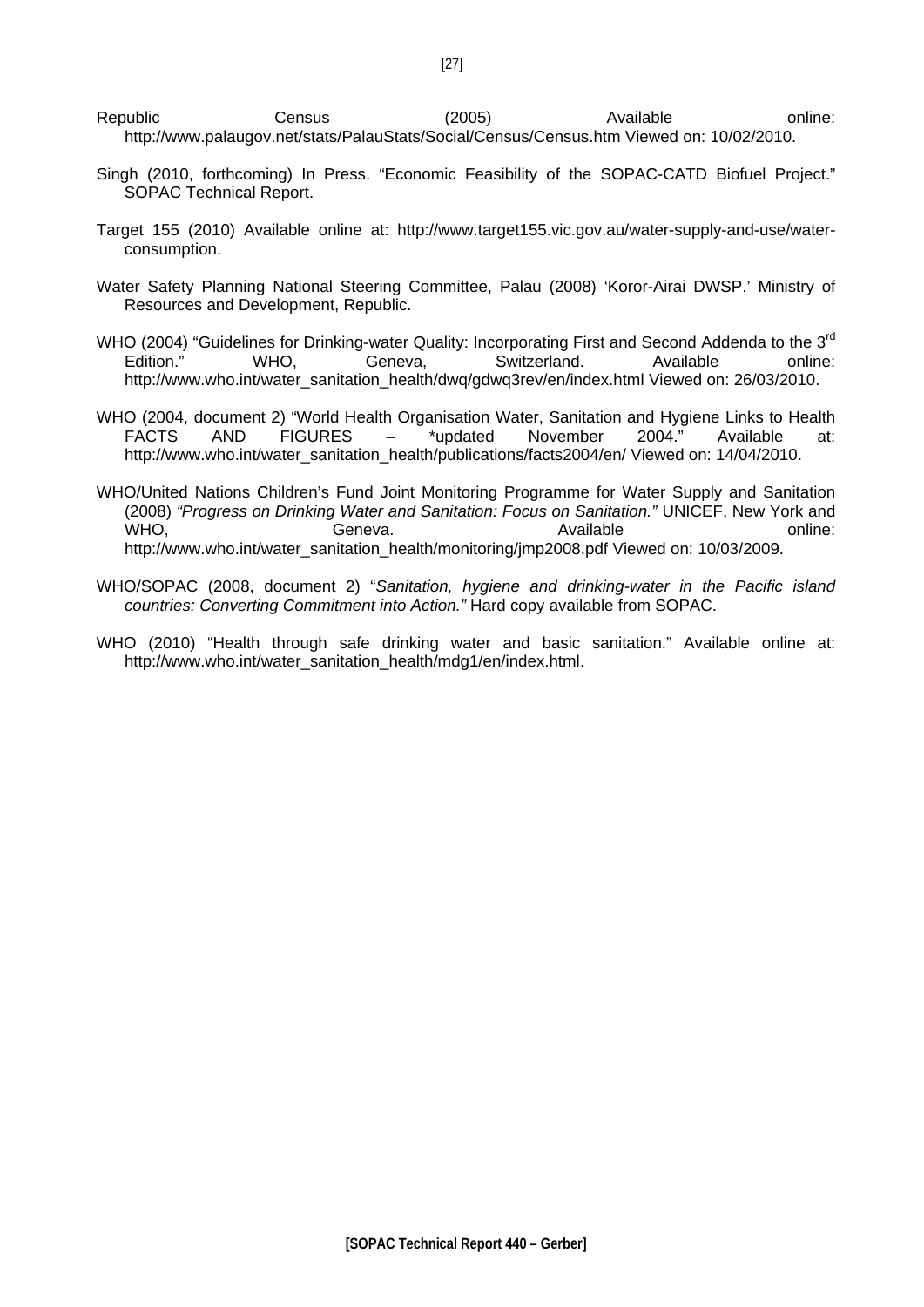Republic Census (2005) Available online: http://www.palaugov.net/stats/PalauStats/Social/Census/Census.htm Viewed on: 10/02/2010.

Singh (2010, forthcoming) In Press. "Economic Feasibility of the SOPAC-CATD Biofuel Project." SOPAC Technical Report.

Target 155 (2010) Available online at: http://www.target155.vic.gov.au/water-supply-and-use/water-consumption.

Water Safety Planning National Steering Committee, Palau (2008) 'Koror-Airai DWSP.' Ministry of Resources and Development, Republic.

WHO (2004) "Guidelines for Drinking-water Quality: Incorporating First and Second Addenda to the 3rd Edition." WHO, Geneva, Switzerland. Available online: http://www.who.int/water_sanitation_health/dwq/gdwq3rev/en/index.html Viewed on: 26/03/2010.

WHO (2004, document 2) "World Health Organisation Water, Sanitation and Hygiene Links to Health FACTS AND FIGURES – *updated November 2004." Available at: http://www.who.int/water_sanitation_health/publications/facts2004/en/ Viewed on: 14/04/2010.

WHO/United Nations Children's Fund Joint Monitoring Programme for Water Supply and Sanitation (2008) *"Progress on Drinking Water and Sanitation: Focus on Sanitation."* UNICEF, New York and WHO, Geneva. Available online: http://www.who.int/water_sanitation_health/monitoring/jmp2008.pdf Viewed on: 10/03/2009.

WHO/SOPAC (2008, document 2) "*Sanitation, hygiene and drinking-water in the Pacific island countries: Converting Commitment into Action."* Hard copy available from SOPAC.

WHO (2010) "Health through safe drinking water and basic sanitation." Available online at: http://www.who.int/water_sanitation_health/mdg1/en/index.html.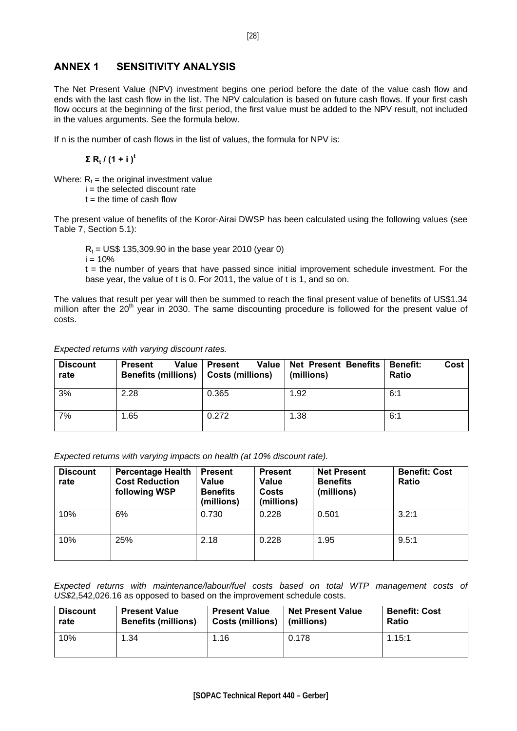## ANNEX 1 SENSITIVITY ANALYSIS

The Net Present Value (NPV) investment begins one period before the date of the value cash flow and ends with the last cash flow in the list. The NPV calculation is based on future cash flows. If your first cash flow occurs at the beginning of the first period, the first value must be added to the NPV result, not included in the values arguments. See the formula below.

If n is the number of cash flows in the list of values, the formula for NPV is:

$$\Sigma R_t / (1 + i)^t$$

Where: $R_t$ = the original investment value
$i$ = the selected discount rate
$t$ = the time of cash flow

The present value of benefits of the Koror-Airai DWSP has been calculated using the following values (see Table 7, Section 5.1):

$R_t$ = US$ 135,309.90 in the base year 2010 (year 0)
$i$ = 10%
$t$ = the number of years that have passed since initial improvement schedule investment. For the base year, the value of t is 0. For 2011, the value of t is 1, and so on.

The values that result per year will then be summed to reach the final present value of benefits of US$1.34 million after the 20th year in 2030. The same discounting procedure is followed for the present value of costs.

*Expected returns with varying discount rates.*

| Discount rate | Present Value Benefits (millions) | Present Value Costs (millions) | Net Present Benefits (millions) | Benefit: Cost Ratio |
|---|---|---|---|---|
| 3% | 2.28 | 0.365 | 1.92 | 6:1 |
| 7% | 1.65 | 0.272 | 1.38 | 6:1 |

*Expected returns with varying impacts on health (at 10% discount rate).*

| Discount rate | Percentage Health Cost Reduction following WSP | Present Value Benefits (millions) | Present Value Costs (millions) | Net Present Benefits (millions) | Benefit: Cost Ratio |
|---|---|---|---|---|---|
| 10% | 6% | 0.730 | 0.228 | 0.501 | 3.2:1 |
| 10% | 25% | 2.18 | 0.228 | 1.95 | 9.5:1 |

*Expected returns with maintenance/labour/fuel costs based on total WTP management costs of US$2,542,026.16 as opposed to based on the improvement schedule costs.*

| Discount rate | Present Value Benefits (millions) | Present Value Costs (millions) | Net Present Value (millions) | Benefit: Cost Ratio |
|---|---|---|---|---|
| 10% | 1.34 | 1.16 | 0.178 | 1.15:1 |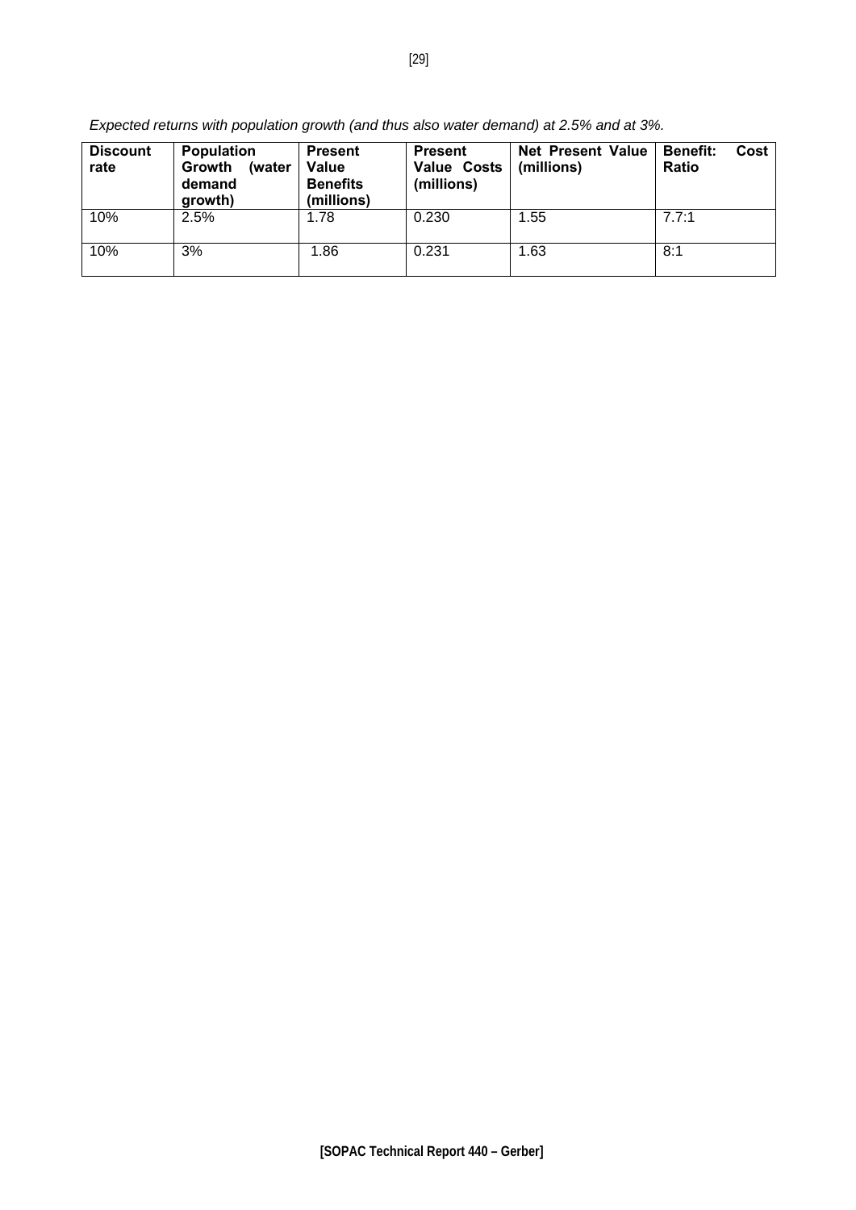*Expected returns with population growth (and thus also water demand) at 2.5% and at 3%.*

| Discount rate | Population Growth (water demand growth) | Present Value Benefits (millions) | Present Value Costs (millions) | Net Present Value (millions) | Benefit: Cost Ratio |
|---|---|---|---|---|---|
| 10% | 2.5% | 1.78 | 0.230 | 1.55 | 7.7:1 |
| 10% | 3% | 1.86 | 0.231 | 1.63 | 8:1 |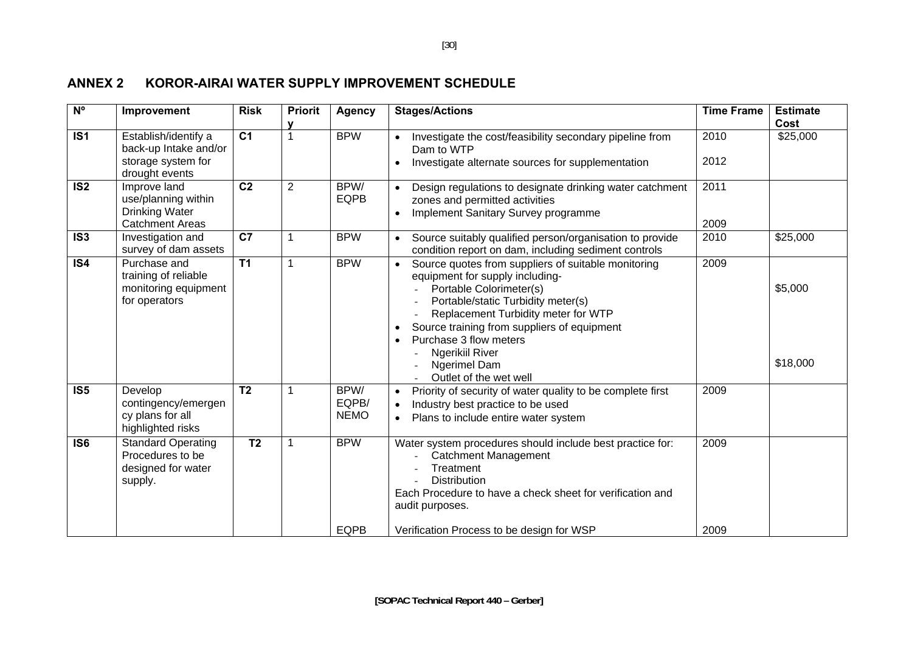## ANNEX 2 KOROR-AIRAI WATER SUPPLY IMPROVEMENT SCHEDULE

| Nº | Improvement | Risk | Priority | Agency | Stages/Actions | Time Frame | Estimate Cost |
|---|---|---|---|---|---|---|---|
| **IS1** | Establish/identify a back-up Intake and/or storage system for drought events | **C1** | 1 | BPW | • Investigate the cost/feasibility secondary pipeline from Dam to WTP<br>• Investigate alternate sources for supplementation | 2010<br>2012 | $25,000 |
| **IS2** | Improve land use/planning within Drinking Water Catchment Areas | **C2** | 2 | BPW/ EQPB | • Design regulations to designate drinking water catchment zones and permitted activities<br>• Implement Sanitary Survey programme | 2011<br>2009 | |
| **IS3** | Investigation and survey of dam assets | **C7** | 1 | BPW | • Source suitably qualified person/organisation to provide condition report on dam, including sediment controls | 2010 | $25,000 |
| **IS4** | Purchase and training of reliable monitoring equipment for operators | **T1** | 1 | BPW | • Source quotes from suppliers of suitable monitoring equipment for supply including-<br>- Portable Colorimeter(s)<br>- Portable/static Turbidity meter(s)<br>- Replacement Turbidity meter for WTP<br>• Source training from suppliers of equipment<br>• Purchase 3 flow meters<br>- Ngerikiil River<br>- Ngerimel Dam<br>- Outlet of the wet well | 2009 | $5,000<br><br>$18,000 |
| **IS5** | Develop contingency/emergency plans for all highlighted risks | **T2** | 1 | BPW/ EQPB/ NEMO | • Priority of security of water quality to be complete first<br>• Industry best practice to be used<br>• Plans to include entire water system | 2009 | |
| **IS6** | Standard Operating Procedures to be designed for water supply. | **T2** | 1 | BPW<br><br>EQPB | Water system procedures should include best practice for:<br>- Catchment Management<br>- Treatment<br>- Distribution<br>Each Procedure to have a check sheet for verification and audit purposes.<br><br>Verification Process to be design for WSP | 2009<br><br>2009 | |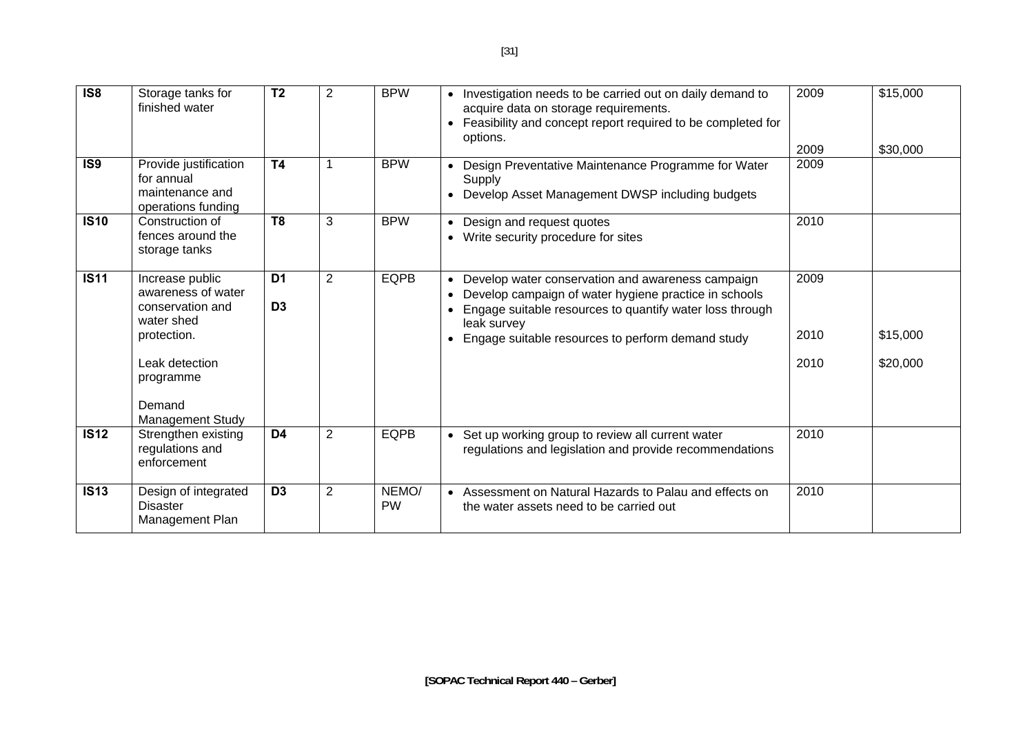| IS8 | Storage tanks for finished water | T2 | 2 | BPW | • Investigation needs to be carried out on daily demand to acquire data on storage requirements.<br>• Feasibility and concept report required to be completed for options. | 2009<br><br>2009 | $15,000<br><br>$30,000 |
|---|---|---|---|---|---|---|---|
| **IS9** | Provide justification for annual maintenance and operations funding | **T4** | 1 | BPW | • Design Preventative Maintenance Programme for Water Supply<br>• Develop Asset Management DWSP including budgets | 2009 | |
| **IS10** | Construction of fences around the storage tanks | **T8** | 3 | BPW | • Design and request quotes<br>• Write security procedure for sites | 2010 | |
| **IS11** | Increase public awareness of water conservation and water shed protection.<br><br>Leak detection programme<br><br>Demand Management Study | **D1**<br>**D3** | 2 | EQPB | • Develop water conservation and awareness campaign<br>• Develop campaign of water hygiene practice in schools<br>• Engage suitable resources to quantify water loss through leak survey<br>• Engage suitable resources to perform demand study | 2009<br><br>2010<br><br>2010 | <br><br>$15,000<br><br>$20,000 |
| **IS12** | Strengthen existing regulations and enforcement | **D4** | 2 | EQPB | • Set up working group to review all current water regulations and legislation and provide recommendations | 2010 | |
| **IS13** | Design of integrated Disaster Management Plan | **D3** | 2 | NEMO/ PW | • Assessment on Natural Hazards to Palau and effects on the water assets need to be carried out | 2010 | |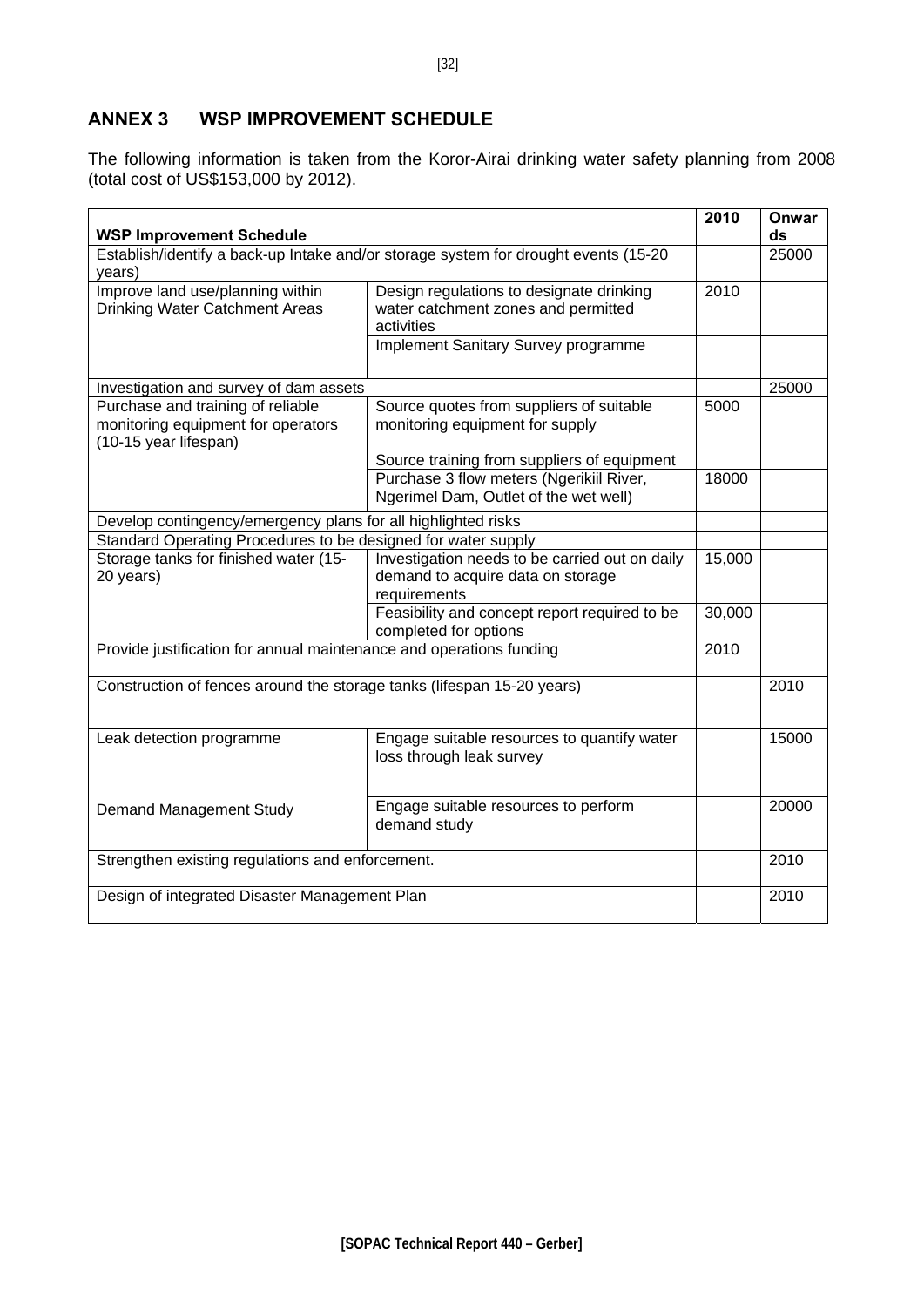## ANNEX 3 WSP IMPROVEMENT SCHEDULE

The following information is taken from the Koror-Airai drinking water safety planning from 2008 (total cost of US$153,000 by 2012).

| WSP Improvement Schedule | | 2010 | Onwards |
|---|---|---|---|
| Establish/identify a back-up Intake and/or storage system for drought events (15-20 years) | | | 25000 |
| Improve land use/planning within Drinking Water Catchment Areas | Design regulations to designate drinking water catchment zones and permitted activities | 2010 | |
| | Implement Sanitary Survey programme | | |
| Investigation and survey of dam assets | | | 25000 |
| Purchase and training of reliable monitoring equipment for operators (10-15 year lifespan) | Source quotes from suppliers of suitable monitoring equipment for supply<br><br>Source training from suppliers of equipment | 5000 | |
| | Purchase 3 flow meters (Ngerikiil River, Ngerimel Dam, Outlet of the wet well) | 18000 | |
| Develop contingency/emergency plans for all highlighted risks | | | |
| Standard Operating Procedures to be designed for water supply | | | |
| Storage tanks for finished water (15-20 years) | Investigation needs to be carried out on daily demand to acquire data on storage requirements | 15,000 | |
| | Feasibility and concept report required to be completed for options | 30,000 | |
| Provide justification for annual maintenance and operations funding | | 2010 | |
| Construction of fences around the storage tanks (lifespan 15-20 years) | | | 2010 |
| Leak detection programme | Engage suitable resources to quantify water loss through leak survey | | 15000 |
| Demand Management Study | Engage suitable resources to perform demand study | | 20000 |
| Strengthen existing regulations and enforcement. | | | 2010 |
| Design of integrated Disaster Management Plan | | | 2010 |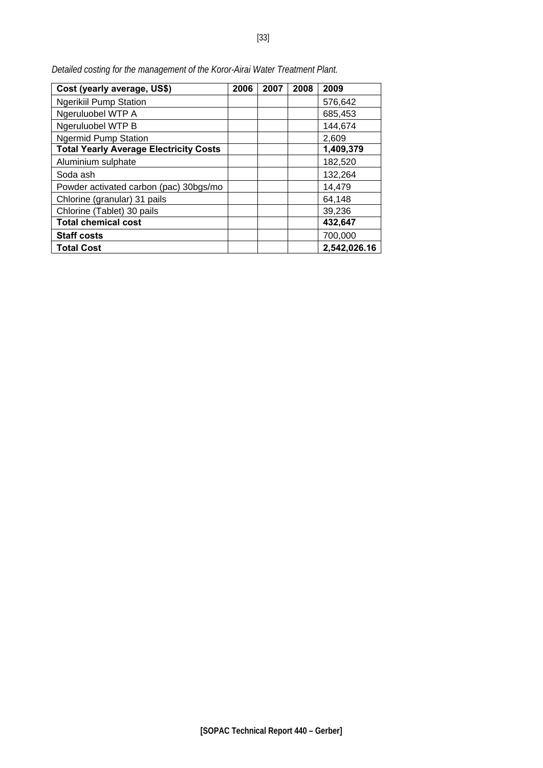*Detailed costing for the management of the Koror-Airai Water Treatment Plant.*

| Cost (yearly average, US$) | 2006 | 2007 | 2008 | 2009 |
|---|---|---|---|---|
| Ngerikiil Pump Station | | | | 576,642 |
| Ngeruluobel WTP A | | | | 685,453 |
| Ngeruluobel WTP B | | | | 144,674 |
| Ngermid Pump Station | | | | 2,609 |
| **Total Yearly Average Electricity Costs** | | | | **1,409,379** |
| Aluminium sulphate | | | | 182,520 |
| Soda ash | | | | 132,264 |
| Powder activated carbon (pac) 30bgs/mo | | | | 14,479 |
| Chlorine (granular) 31 pails | | | | 64,148 |
| Chlorine (Tablet) 30 pails | | | | 39,236 |
| **Total chemical cost** | | | | **432,647** |
| **Staff costs** | | | | 700,000 |
| **Total Cost** | | | | **2,542,026.16** |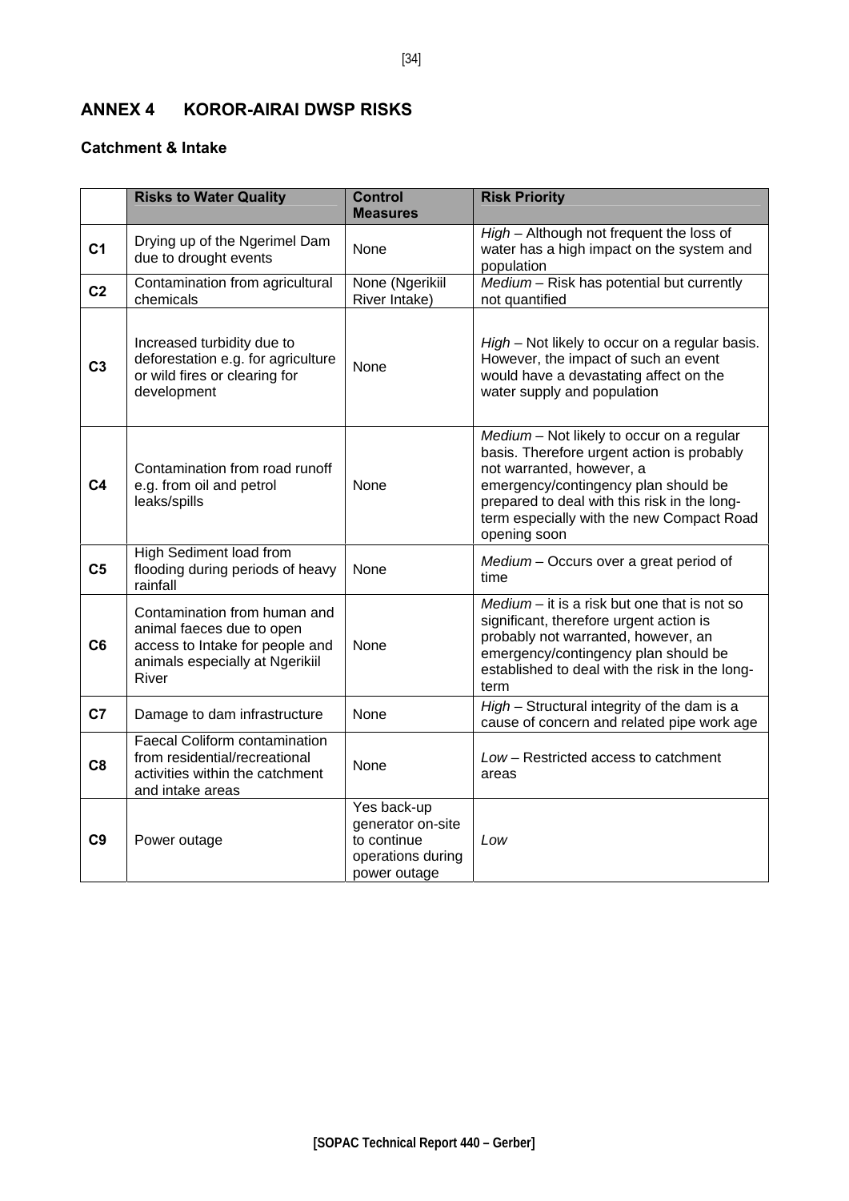## ANNEX 4 KOROR-AIRAI DWSP RISKS

### Catchment & Intake

| | Risks to Water Quality | Control Measures | Risk Priority |
|---|---|---|---|
| **C1** | Drying up of the Ngerimel Dam due to drought events | None | *High* – Although not frequent the loss of water has a high impact on the system and population |
| **C2** | Contamination from agricultural chemicals | None (Ngerikiil River Intake) | *Medium* – Risk has potential but currently not quantified |
| **C3** | Increased turbidity due to deforestation e.g. for agriculture or wild fires or clearing for development | None | *High* – Not likely to occur on a regular basis. However, the impact of such an event would have a devastating affect on the water supply and population |
| **C4** | Contamination from road runoff e.g. from oil and petrol leaks/spills | None | *Medium* – Not likely to occur on a regular basis. Therefore urgent action is probably not warranted, however, a emergency/contingency plan should be prepared to deal with this risk in the long-term especially with the new Compact Road opening soon |
| **C5** | High Sediment load from flooding during periods of heavy rainfall | None | *Medium* – Occurs over a great period of time |
| **C6** | Contamination from human and animal faeces due to open access to Intake for people and animals especially at Ngerikiil River | None | *Medium* – it is a risk but one that is not so significant, therefore urgent action is probably not warranted, however, an emergency/contingency plan should be established to deal with the risk in the long-term |
| **C7** | Damage to dam infrastructure | None | *High* – Structural integrity of the dam is a cause of concern and related pipe work age |
| **C8** | Faecal Coliform contamination from residential/recreational activities within the catchment and intake areas | None | *Low* – Restricted access to catchment areas |
| **C9** | Power outage | Yes back-up generator on-site to continue operations during power outage | *Low* |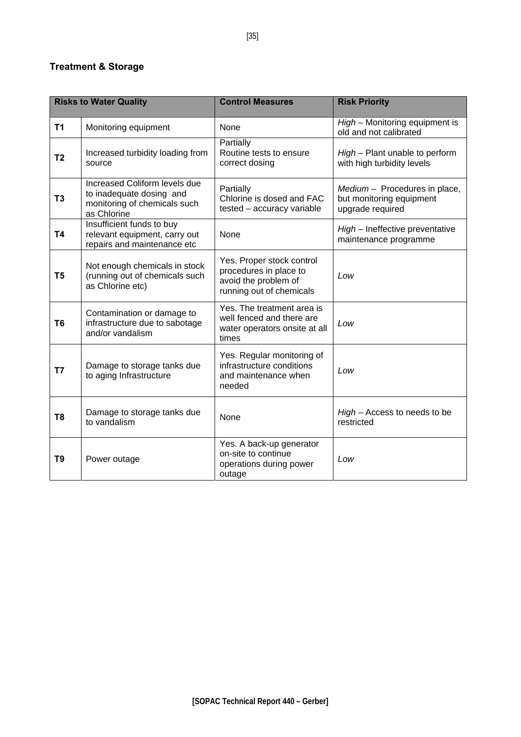### Treatment & Storage

| Risks to Water Quality | | Control Measures | Risk Priority |
|---|---|---|---|
| **T1** | Monitoring equipment | None | *High* – Monitoring equipment is old and not calibrated |
| **T2** | Increased turbidity loading from source | Partially<br>Routine tests to ensure correct dosing | *High* – Plant unable to perform with high turbidity levels |
| **T3** | Increased Coliform levels due to inadequate dosing and monitoring of chemicals such as Chlorine | Partially<br>Chlorine is dosed and FAC tested – accuracy variable | *Medium* – Procedures in place, but monitoring equipment upgrade required |
| **T4** | Insufficient funds to buy relevant equipment, carry out repairs and maintenance etc | None | *High* – Ineffective preventative maintenance programme |
| **T5** | Not enough chemicals in stock (running out of chemicals such as Chlorine etc) | Yes. Proper stock control procedures in place to avoid the problem of running out of chemicals | *Low* |
| **T6** | Contamination or damage to infrastructure due to sabotage and/or vandalism | Yes. The treatment area is well fenced and there are water operators onsite at all times | *Low* |
| **T7** | Damage to storage tanks due to aging Infrastructure | Yes. Regular monitoring of infrastructure conditions and maintenance when needed | *Low* |
| **T8** | Damage to storage tanks due to vandalism | None | *High* – Access to needs to be restricted |
| **T9** | Power outage | Yes. A back-up generator on-site to continue operations during power outage | *Low* |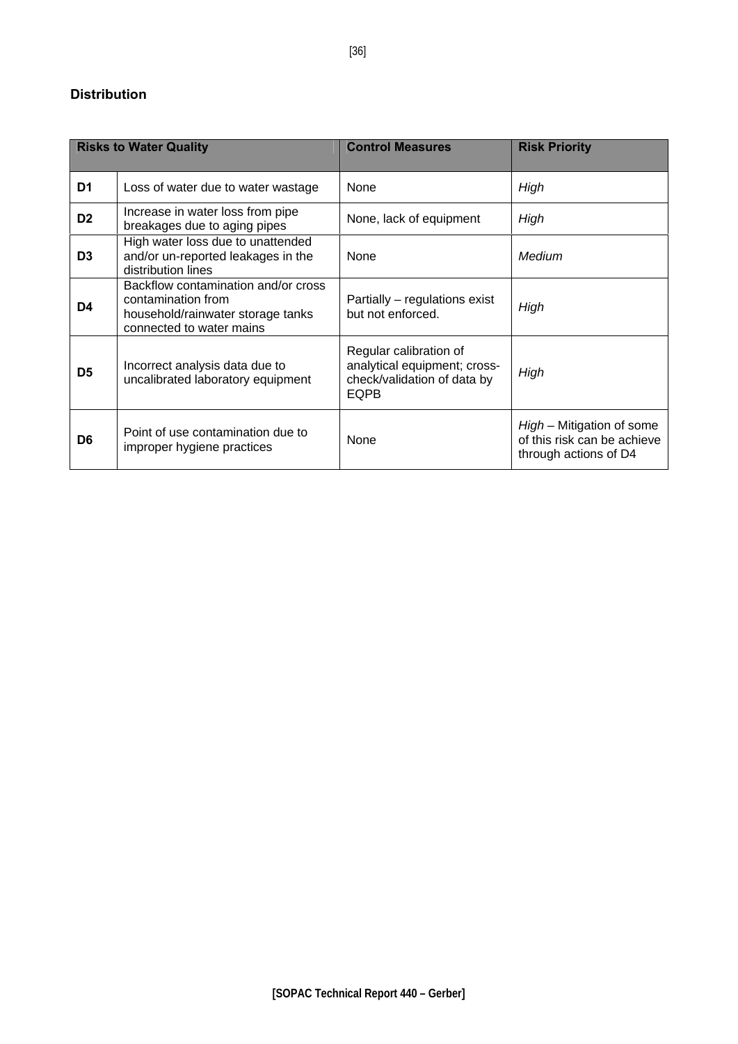## Distribution

| Risks to Water Quality | | Control Measures | Risk Priority |
|---|---|---|---|
| **D1** | Loss of water due to water wastage | None | *High* |
| **D2** | Increase in water loss from pipe breakages due to aging pipes | None, lack of equipment | *High* |
| **D3** | High water loss due to unattended and/or un-reported leakages in the distribution lines | None | *Medium* |
| **D4** | Backflow contamination and/or cross contamination from household/rainwater storage tanks connected to water mains | Partially – regulations exist but not enforced. | *High* |
| **D5** | Incorrect analysis data due to uncalibrated laboratory equipment | Regular calibration of analytical equipment; cross-check/validation of data by EQPB | *High* |
| **D6** | Point of use contamination due to improper hygiene practices | None | *High* – Mitigation of some of this risk can be achieve through actions of D4 |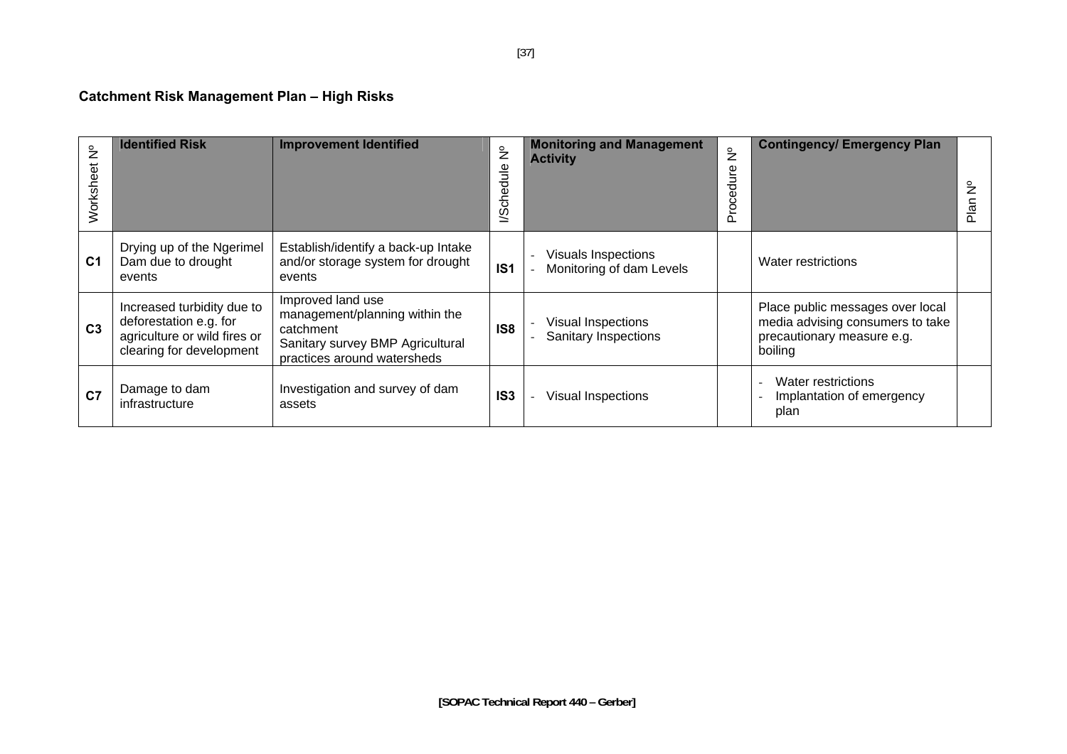## Catchment Risk Management Plan – High Risks

| Worksheet Nº | Identified Risk | Improvement Identified | I/Schedule Nº | Monitoring and Management Activity | Procedure Nº | Contingency/ Emergency Plan | Plan Nº |
|---|---|---|---|---|---|---|---|
| **C1** | Drying up of the Ngerimel Dam due to drought events | Establish/identify a back-up Intake and/or storage system for drought events | **IS1** | - Visuals Inspections<br>- Monitoring of dam Levels | | Water restrictions | |
| **C3** | Increased turbidity due to deforestation e.g. for agriculture or wild fires or clearing for development | Improved land use management/planning within the catchment<br>Sanitary survey BMP Agricultural practices around watersheds | **IS8** | - Visual Inspections<br>- Sanitary Inspections | | Place public messages over local media advising consumers to take precautionary measure e.g. boiling | |
| **C7** | Damage to dam infrastructure | Investigation and survey of dam assets | **IS3** | - Visual Inspections | | - Water restrictions<br>- Implantation of emergency plan | |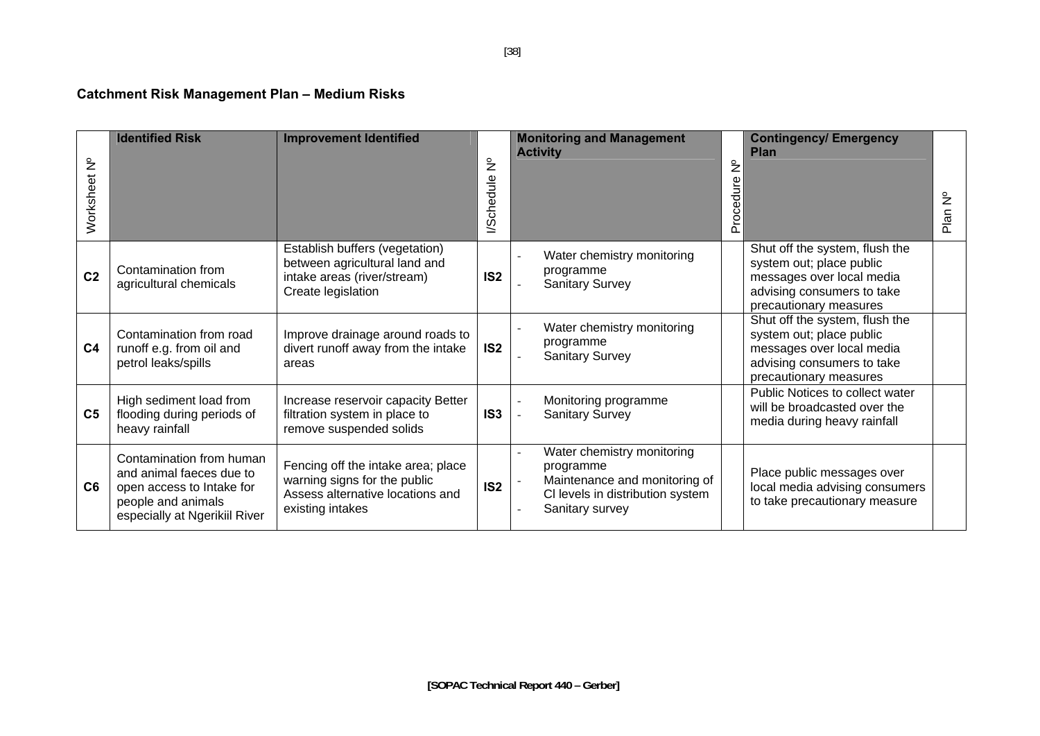**Catchment Risk Management Plan – Medium Risks**

| Worksheet Nº | Identified Risk | Improvement Identified | I/Schedule Nº | Monitoring and Management Activity | Procedure Nº | Contingency/ Emergency Plan | Plan Nº |
|---|---|---|---|---|---|---|---|
| **C2** | Contamination from agricultural chemicals | Establish buffers (vegetation) between agricultural land and intake areas (river/stream)<br>Create legislation | **IS2** | - Water chemistry monitoring programme<br>- Sanitary Survey | | Shut off the system, flush the system out; place public messages over local media advising consumers to take precautionary measures | |
| **C4** | Contamination from road runoff e.g. from oil and petrol leaks/spills | Improve drainage around roads to divert runoff away from the intake areas | **IS2** | - Water chemistry monitoring programme<br>- Sanitary Survey | | Shut off the system, flush the system out; place public messages over local media advising consumers to take precautionary measures | |
| **C5** | High sediment load from flooding during periods of heavy rainfall | Increase reservoir capacity Better filtration system in place to remove suspended solids | **IS3** | - Monitoring programme<br>- Sanitary Survey | | Public Notices to collect water will be broadcasted over the media during heavy rainfall | |
| **C6** | Contamination from human and animal faeces due to open access to Intake for people and animals especially at Ngerikiil River | Fencing off the intake area; place warning signs for the public<br>Assess alternative locations and existing intakes | **IS2** | - Water chemistry monitoring programme<br>- Maintenance and monitoring of Cl levels in distribution system<br>- Sanitary survey | | Place public messages over local media advising consumers to take precautionary measure | |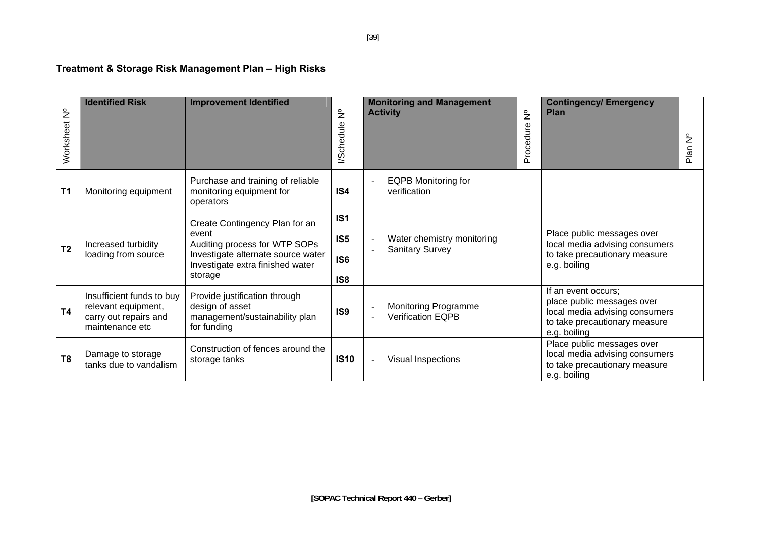### Treatment & Storage Risk Management Plan – High Risks

| Worksheet Nº | Identified Risk | Improvement Identified | I/Schedule Nº | Monitoring and Management Activity | Procedure Nº | Contingency/ Emergency Plan | Plan Nº |
|---|---|---|---|---|---|---|---|
| **T1** | Monitoring equipment | Purchase and training of reliable monitoring equipment for operators | **IS4** | - EQPB Monitoring for verification | | | |
| **T2** | Increased turbidity loading from source | Create Contingency Plan for an event<br>Auditing process for WTP SOPs<br>Investigate alternate source water<br>Investigate extra finished water storage | **IS1**<br>**IS5**<br>**IS6**<br>**IS8** | - Water chemistry monitoring<br>- Sanitary Survey | | Place public messages over local media advising consumers to take precautionary measure e.g. boiling | |
| **T4** | Insufficient funds to buy relevant equipment, carry out repairs and maintenance etc | Provide justification through design of asset management/sustainability plan for funding | **IS9** | - Monitoring Programme<br>- Verification EQPB | | If an event occurs;<br>place public messages over local media advising consumers to take precautionary measure e.g. boiling | |
| **T8** | Damage to storage tanks due to vandalism | Construction of fences around the storage tanks | **IS10** | - Visual Inspections | | Place public messages over local media advising consumers to take precautionary measure e.g. boiling | |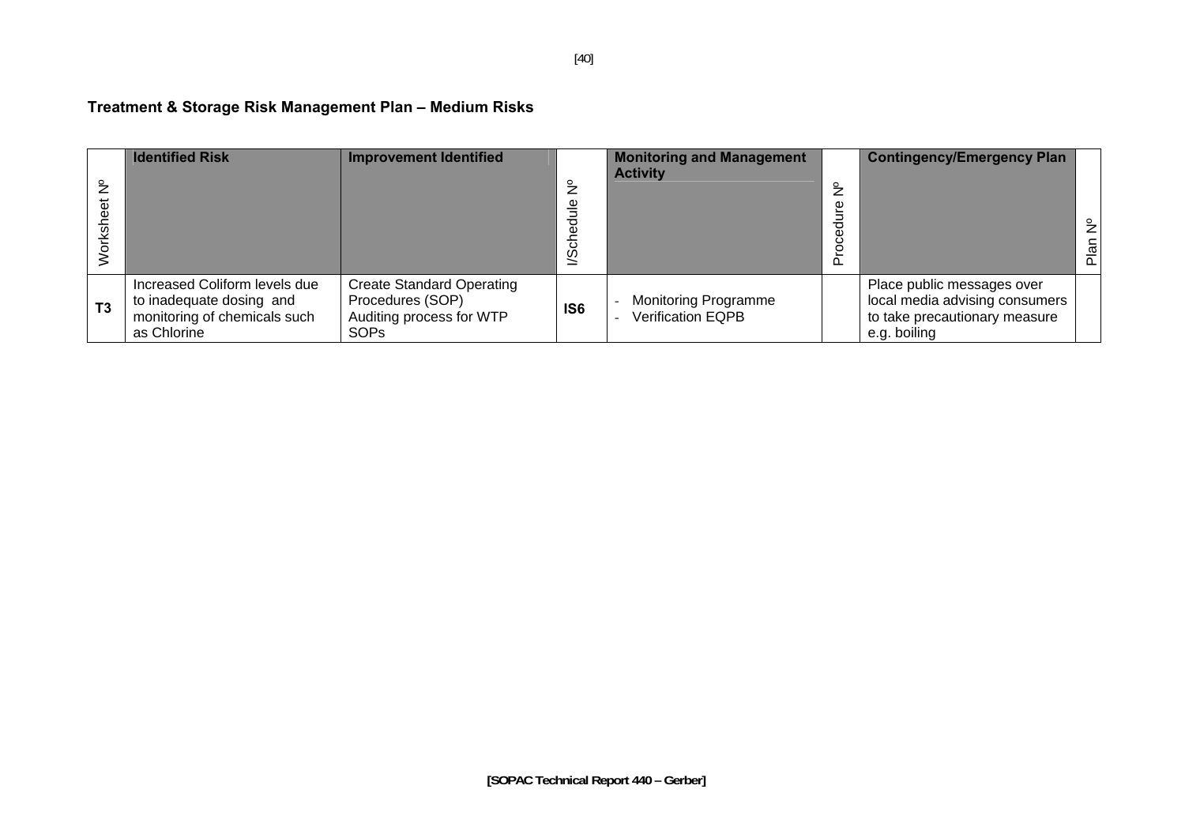## Treatment & Storage Risk Management Plan – Medium Risks

| Worksheet Nº | Identified Risk | Improvement Identified | I/Schedule Nº | Monitoring and Management Activity | Procedure Nº | Contingency/Emergency Plan | Plan Nº |
|---|---|---|---|---|---|---|---|
| **T3** | Increased Coliform levels due to inadequate dosing and monitoring of chemicals such as Chlorine | Create Standard Operating Procedures (SOP) Auditing process for WTP SOPs | **IS6** | - Monitoring Programme<br>- Verification EQPB | | Place public messages over local media advising consumers to take precautionary measure e.g. boiling | |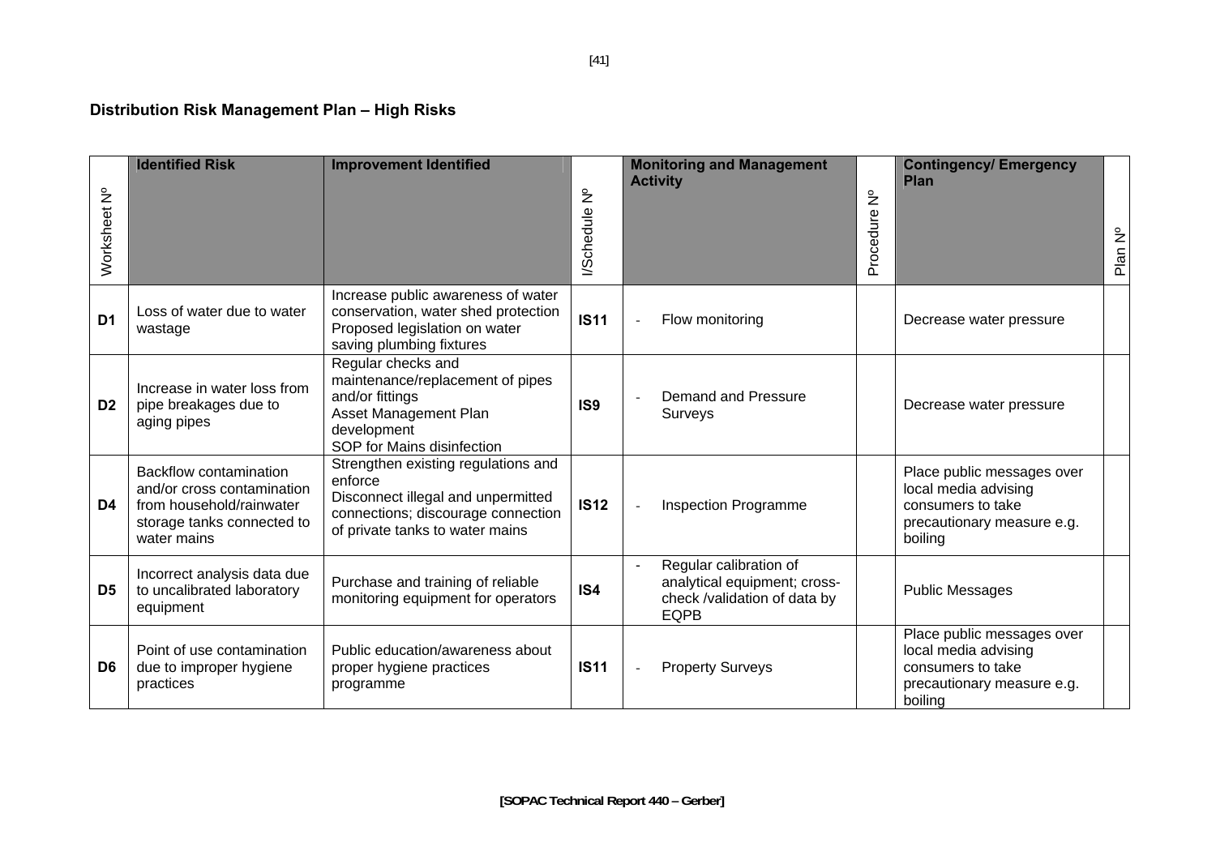## Distribution Risk Management Plan – High Risks

| Worksheet Nº | Identified Risk | Improvement Identified | I/Schedule Nº | Monitoring and Management Activity | Procedure Nº | Contingency/ Emergency Plan | Plan Nº |
|---|---|---|---|---|---|---|---|
| **D1** | Loss of water due to water wastage | Increase public awareness of water conservation, water shed protection<br>Proposed legislation on water saving plumbing fixtures | **IS11** | - Flow monitoring | | Decrease water pressure | |
| **D2** | Increase in water loss from pipe breakages due to aging pipes | Regular checks and maintenance/replacement of pipes and/or fittings<br>Asset Management Plan development<br>SOP for Mains disinfection | **IS9** | - Demand and Pressure Surveys | | Decrease water pressure | |
| **D4** | Backflow contamination and/or cross contamination from household/rainwater storage tanks connected to water mains | Strengthen existing regulations and enforce<br>Disconnect illegal and unpermitted connections; discourage connection of private tanks to water mains | **IS12** | - Inspection Programme | | Place public messages over local media advising consumers to take precautionary measure e.g. boiling | |
| **D5** | Incorrect analysis data due to uncalibrated laboratory equipment | Purchase and training of reliable monitoring equipment for operators | **IS4** | - Regular calibration of analytical equipment; cross-check /validation of data by EQPB | | Public Messages | |
| **D6** | Point of use contamination due to improper hygiene practices | Public education/awareness about proper hygiene practices programme | **IS11** | - Property Surveys | | Place public messages over local media advising consumers to take precautionary measure e.g. boiling | |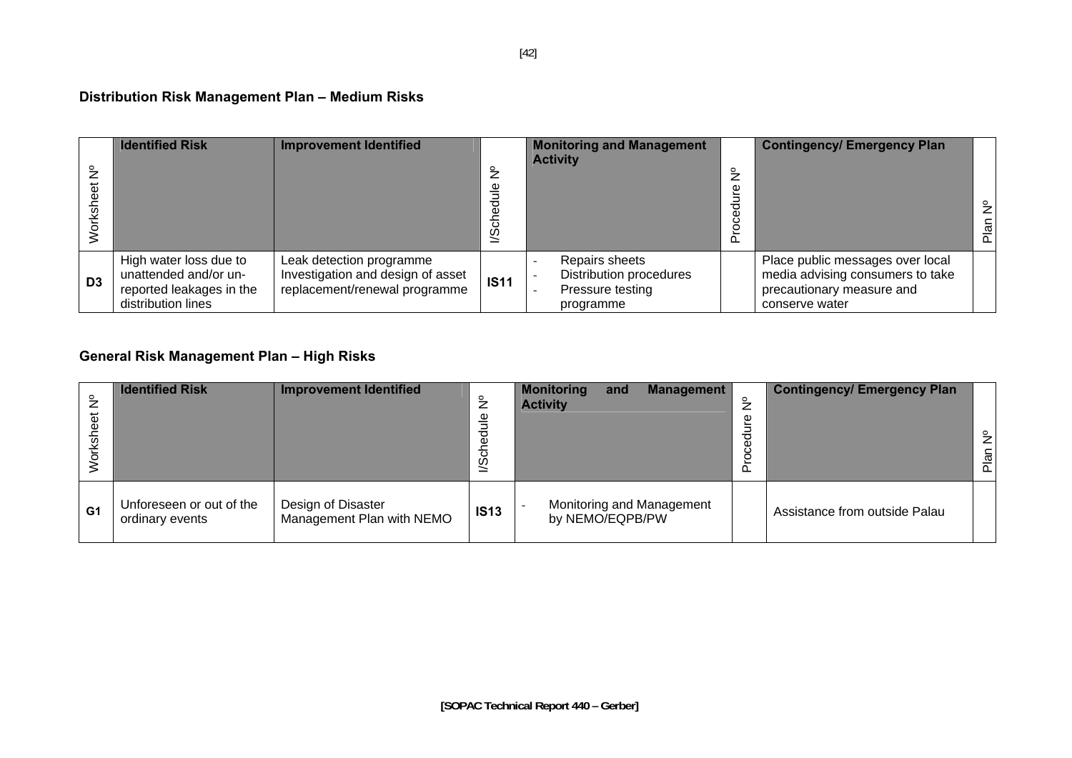### Distribution Risk Management Plan – Medium Risks

| Worksheet Nº | Identified Risk | Improvement Identified | I/Schedule Nº | Monitoring and Management Activity | Procedure Nº | Contingency/ Emergency Plan | Plan Nº |
|---|---|---|---|---|---|---|---|
| **D3** | High water loss due to unattended and/or un-reported leakages in the distribution lines | Leak detection programme<br>Investigation and design of asset replacement/renewal programme | **IS11** | - Repairs sheets<br>- Distribution procedures<br>- Pressure testing programme | | Place public messages over local media advising consumers to take precautionary measure and conserve water | |

### General Risk Management Plan – High Risks

| Worksheet Nº | Identified Risk | Improvement Identified | I/Schedule Nº | Monitoring and Management Activity | Procedure Nº | Contingency/ Emergency Plan | Plan Nº |
|---|---|---|---|---|---|---|---|
| **G1** | Unforeseen or out of the ordinary events | Design of Disaster Management Plan with NEMO | **IS13** | - Monitoring and Management by NEMO/EQPB/PW | | Assistance from outside Palau | |